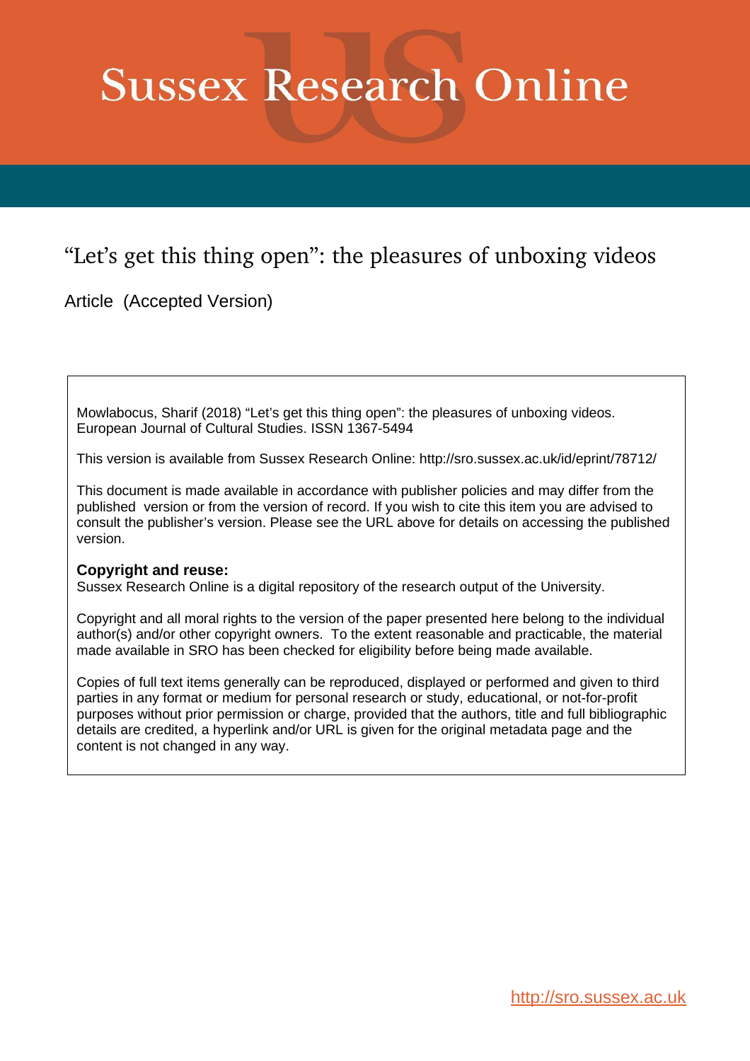# Sussex Research Online

## "Let's get this thing open": the pleasures of unboxing videos

Article (Accepted Version)

Mowlabocus, Sharif (2018) "Let's get this thing open": the pleasures of unboxing videos. European Journal of Cultural Studies. ISSN 1367-5494

This version is available from Sussex Research Online: http://sro.sussex.ac.uk/id/eprint/78712/

This document is made available in accordance with publisher policies and may differ from the published version or from the version of record. If you wish to cite this item you are advised to consult the publisher's version. Please see the URL above for details on accessing the published version.

**Copyright and reuse:**
Sussex Research Online is a digital repository of the research output of the University.

Copyright and all moral rights to the version of the paper presented here belong to the individual author(s) and/or other copyright owners. To the extent reasonable and practicable, the material made available in SRO has been checked for eligibility before being made available.

Copies of full text items generally can be reproduced, displayed or performed and given to third parties in any format or medium for personal research or study, educational, or not-for-profit purposes without prior permission or charge, provided that the authors, title and full bibliographic details are credited, a hyperlink and/or URL is given for the original metadata page and the content is not changed in any way.

http://sro.sussex.ac.uk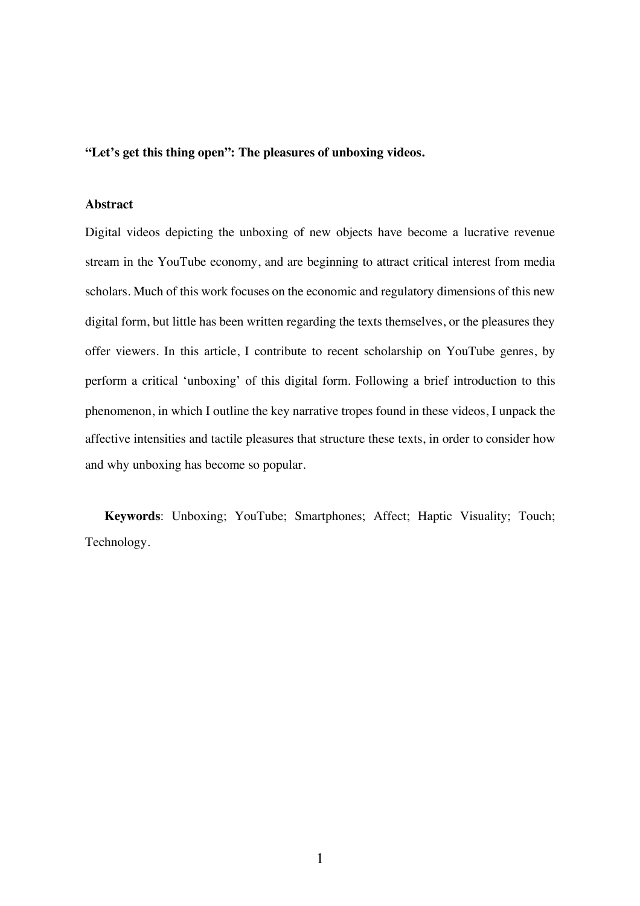**"Let's get this thing open": The pleasures of unboxing videos.**

**Abstract**

Digital videos depicting the unboxing of new objects have become a lucrative revenue stream in the YouTube economy, and are beginning to attract critical interest from media scholars. Much of this work focuses on the economic and regulatory dimensions of this new digital form, but little has been written regarding the texts themselves, or the pleasures they offer viewers. In this article, I contribute to recent scholarship on YouTube genres, by perform a critical 'unboxing' of this digital form. Following a brief introduction to this phenomenon, in which I outline the key narrative tropes found in these videos, I unpack the affective intensities and tactile pleasures that structure these texts, in order to consider how and why unboxing has become so popular.

**Keywords**: Unboxing; YouTube; Smartphones; Affect; Haptic Visuality; Touch; Technology.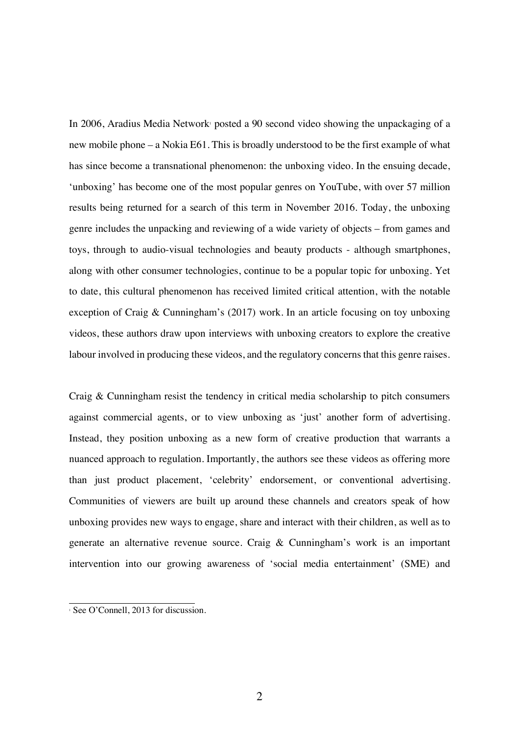In 2006, Aradius Media Network[1] posted a 90 second video showing the unpackaging of a new mobile phone – a Nokia E61. This is broadly understood to be the first example of what has since become a transnational phenomenon: the unboxing video. In the ensuing decade, 'unboxing' has become one of the most popular genres on YouTube, with over 57 million results being returned for a search of this term in November 2016. Today, the unboxing genre includes the unpacking and reviewing of a wide variety of objects – from games and toys, through to audio-visual technologies and beauty products - although smartphones, along with other consumer technologies, continue to be a popular topic for unboxing. Yet to date, this cultural phenomenon has received limited critical attention, with the notable exception of Craig & Cunningham's (2017) work. In an article focusing on toy unboxing videos, these authors draw upon interviews with unboxing creators to explore the creative labour involved in producing these videos, and the regulatory concerns that this genre raises.

Craig & Cunningham resist the tendency in critical media scholarship to pitch consumers against commercial agents, or to view unboxing as 'just' another form of advertising. Instead, they position unboxing as a new form of creative production that warrants a nuanced approach to regulation. Importantly, the authors see these videos as offering more than just product placement, 'celebrity' endorsement, or conventional advertising. Communities of viewers are built up around these channels and creators speak of how unboxing provides new ways to engage, share and interact with their children, as well as to generate an alternative revenue source. Craig & Cunningham's work is an important intervention into our growing awareness of 'social media entertainment' (SME) and

[1] See O'Connell, 2013 for discussion.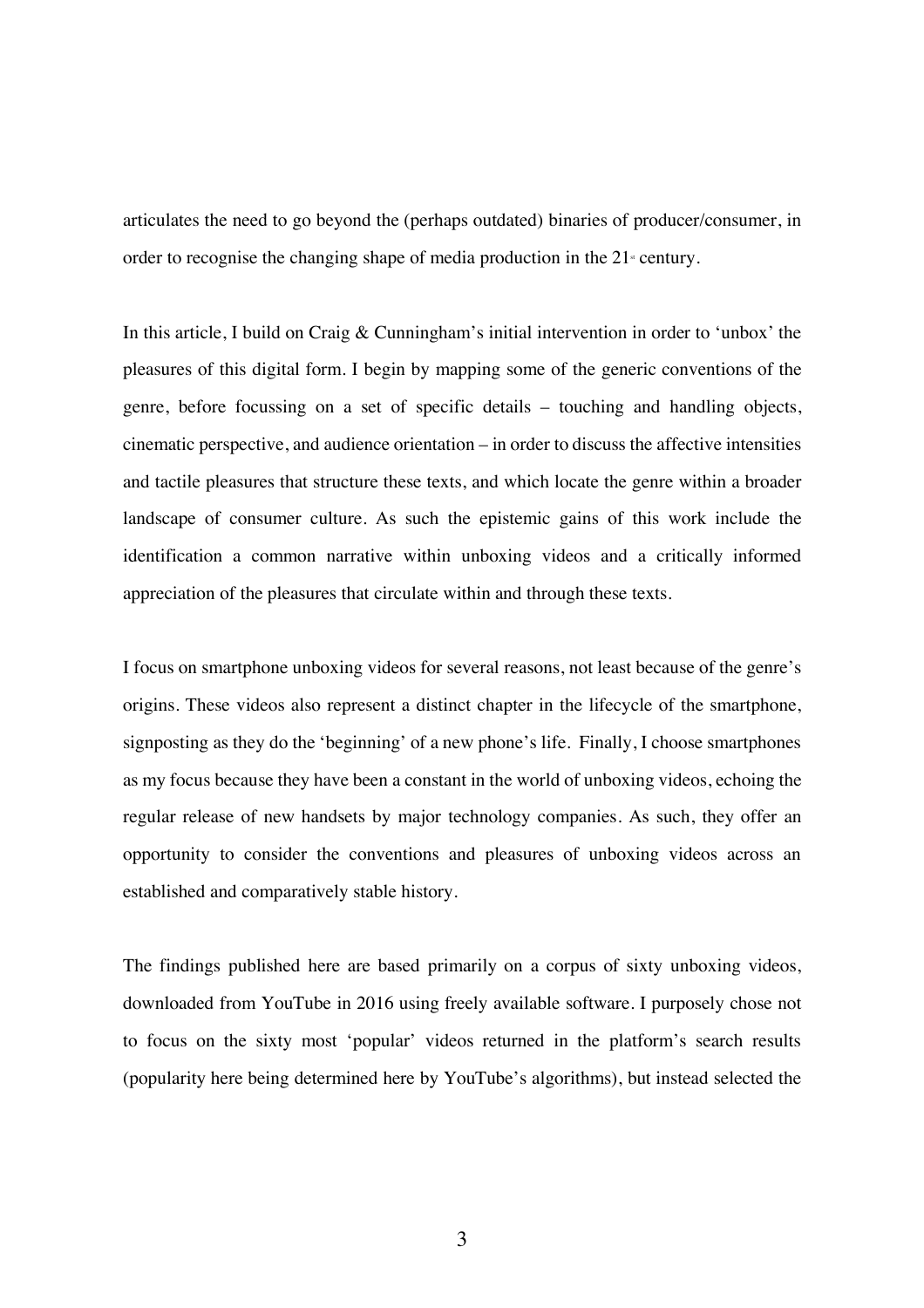articulates the need to go beyond the (perhaps outdated) binaries of producer/consumer, in order to recognise the changing shape of media production in the 21st century.

In this article, I build on Craig & Cunningham's initial intervention in order to 'unbox' the pleasures of this digital form. I begin by mapping some of the generic conventions of the genre, before focussing on a set of specific details – touching and handling objects, cinematic perspective, and audience orientation – in order to discuss the affective intensities and tactile pleasures that structure these texts, and which locate the genre within a broader landscape of consumer culture. As such the epistemic gains of this work include the identification a common narrative within unboxing videos and a critically informed appreciation of the pleasures that circulate within and through these texts.

I focus on smartphone unboxing videos for several reasons, not least because of the genre's origins. These videos also represent a distinct chapter in the lifecycle of the smartphone, signposting as they do the 'beginning' of a new phone's life. Finally, I choose smartphones as my focus because they have been a constant in the world of unboxing videos, echoing the regular release of new handsets by major technology companies. As such, they offer an opportunity to consider the conventions and pleasures of unboxing videos across an established and comparatively stable history.

The findings published here are based primarily on a corpus of sixty unboxing videos, downloaded from YouTube in 2016 using freely available software. I purposely chose not to focus on the sixty most 'popular' videos returned in the platform's search results (popularity here being determined here by YouTube's algorithms), but instead selected the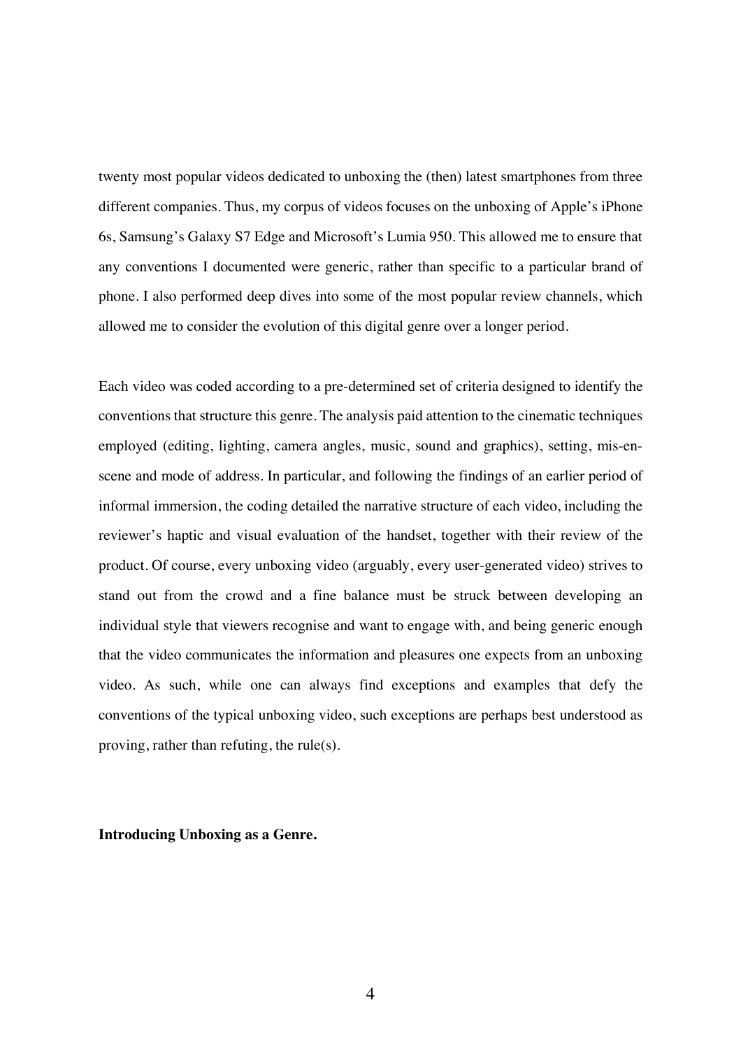twenty most popular videos dedicated to unboxing the (then) latest smartphones from three different companies. Thus, my corpus of videos focuses on the unboxing of Apple's iPhone 6s, Samsung's Galaxy S7 Edge and Microsoft's Lumia 950. This allowed me to ensure that any conventions I documented were generic, rather than specific to a particular brand of phone. I also performed deep dives into some of the most popular review channels, which allowed me to consider the evolution of this digital genre over a longer period.

Each video was coded according to a pre-determined set of criteria designed to identify the conventions that structure this genre. The analysis paid attention to the cinematic techniques employed (editing, lighting, camera angles, music, sound and graphics), setting, mis-en-scene and mode of address. In particular, and following the findings of an earlier period of informal immersion, the coding detailed the narrative structure of each video, including the reviewer's haptic and visual evaluation of the handset, together with their review of the product. Of course, every unboxing video (arguably, every user-generated video) strives to stand out from the crowd and a fine balance must be struck between developing an individual style that viewers recognise and want to engage with, and being generic enough that the video communicates the information and pleasures one expects from an unboxing video. As such, while one can always find exceptions and examples that defy the conventions of the typical unboxing video, such exceptions are perhaps best understood as proving, rather than refuting, the rule(s).

**Introducing Unboxing as a Genre.**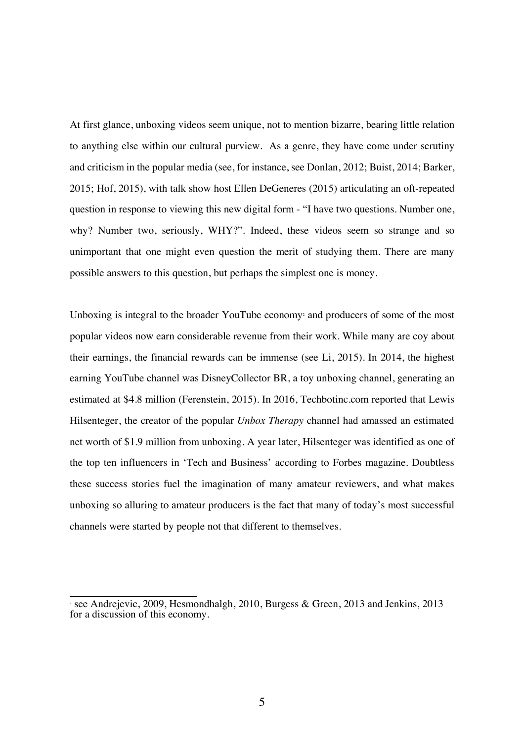At first glance, unboxing videos seem unique, not to mention bizarre, bearing little relation to anything else within our cultural purview. As a genre, they have come under scrutiny and criticism in the popular media (see, for instance, see Donlan, 2012; Buist, 2014; Barker, 2015; Hof, 2015), with talk show host Ellen DeGeneres (2015) articulating an oft-repeated question in response to viewing this new digital form - "I have two questions. Number one, why? Number two, seriously, WHY?". Indeed, these videos seem so strange and so unimportant that one might even question the merit of studying them. There are many possible answers to this question, but perhaps the simplest one is money.

Unboxing is integral to the broader YouTube economy[2] and producers of some of the most popular videos now earn considerable revenue from their work. While many are coy about their earnings, the financial rewards can be immense (see Li, 2015). In 2014, the highest earning YouTube channel was DisneyCollector BR, a toy unboxing channel, generating an estimated at $4.8 million (Ferenstein, 2015). In 2016, Techbotinc.com reported that Lewis Hilsenteger, the creator of the popular *Unbox Therapy* channel had amassed an estimated net worth of $1.9 million from unboxing. A year later, Hilsenteger was identified as one of the top ten influencers in 'Tech and Business' according to Forbes magazine. Doubtless these success stories fuel the imagination of many amateur reviewers, and what makes unboxing so alluring to amateur producers is the fact that many of today's most successful channels were started by people not that different to themselves.

---

[2] see Andrejevic, 2009, Hesmondhalgh, 2010, Burgess & Green, 2013 and Jenkins, 2013 for a discussion of this economy.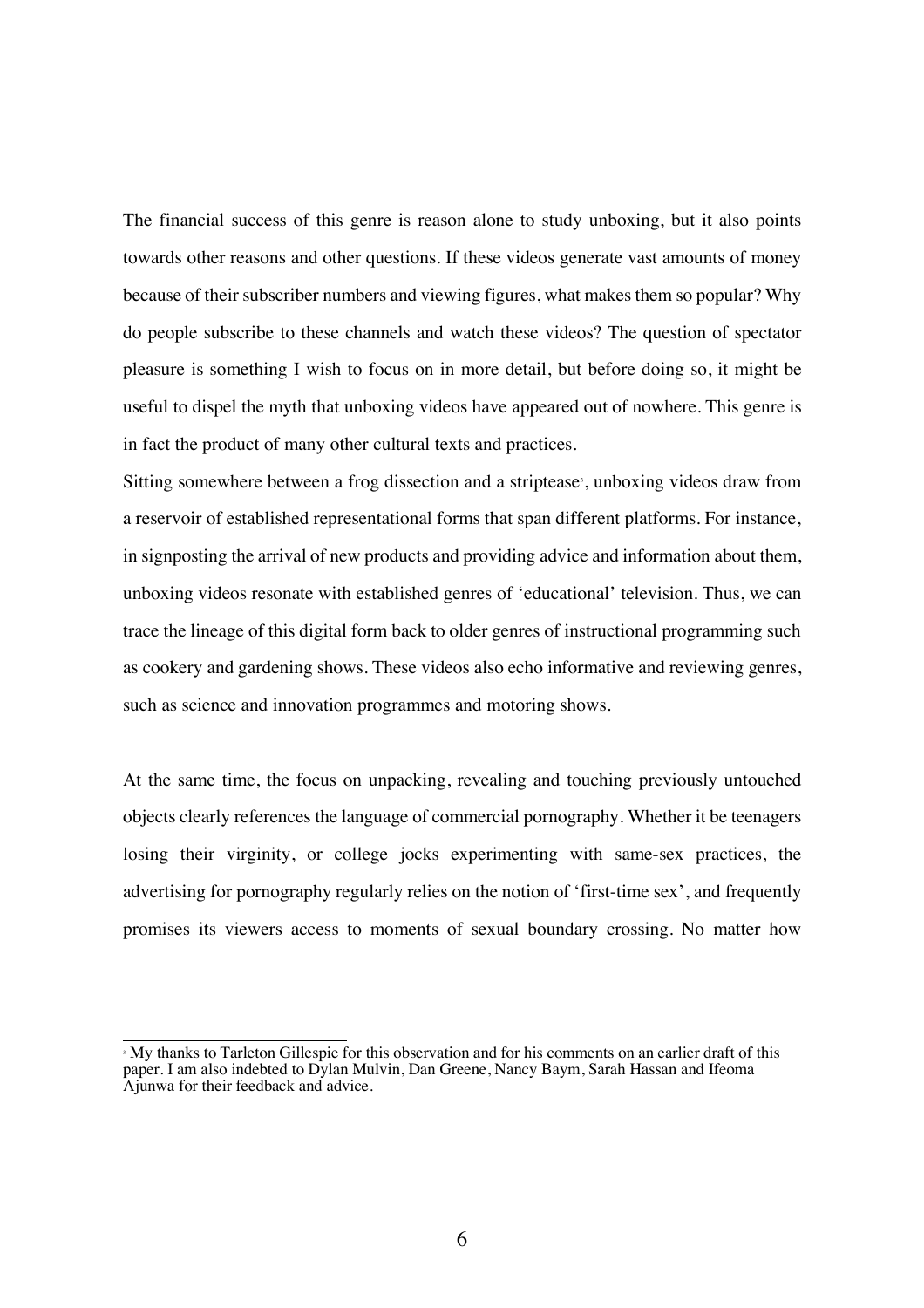The financial success of this genre is reason alone to study unboxing, but it also points towards other reasons and other questions. If these videos generate vast amounts of money because of their subscriber numbers and viewing figures, what makes them so popular? Why do people subscribe to these channels and watch these videos? The question of spectator pleasure is something I wish to focus on in more detail, but before doing so, it might be useful to dispel the myth that unboxing videos have appeared out of nowhere. This genre is in fact the product of many other cultural texts and practices.

Sitting somewhere between a frog dissection and a striptease[3], unboxing videos draw from a reservoir of established representational forms that span different platforms. For instance, in signposting the arrival of new products and providing advice and information about them, unboxing videos resonate with established genres of 'educational' television. Thus, we can trace the lineage of this digital form back to older genres of instructional programming such as cookery and gardening shows. These videos also echo informative and reviewing genres, such as science and innovation programmes and motoring shows.

At the same time, the focus on unpacking, revealing and touching previously untouched objects clearly references the language of commercial pornography. Whether it be teenagers losing their virginity, or college jocks experimenting with same-sex practices, the advertising for pornography regularly relies on the notion of 'first-time sex', and frequently promises its viewers access to moments of sexual boundary crossing. No matter how

---

[3] My thanks to Tarleton Gillespie for this observation and for his comments on an earlier draft of this paper. I am also indebted to Dylan Mulvin, Dan Greene, Nancy Baym, Sarah Hassan and Ifeoma Ajunwa for their feedback and advice.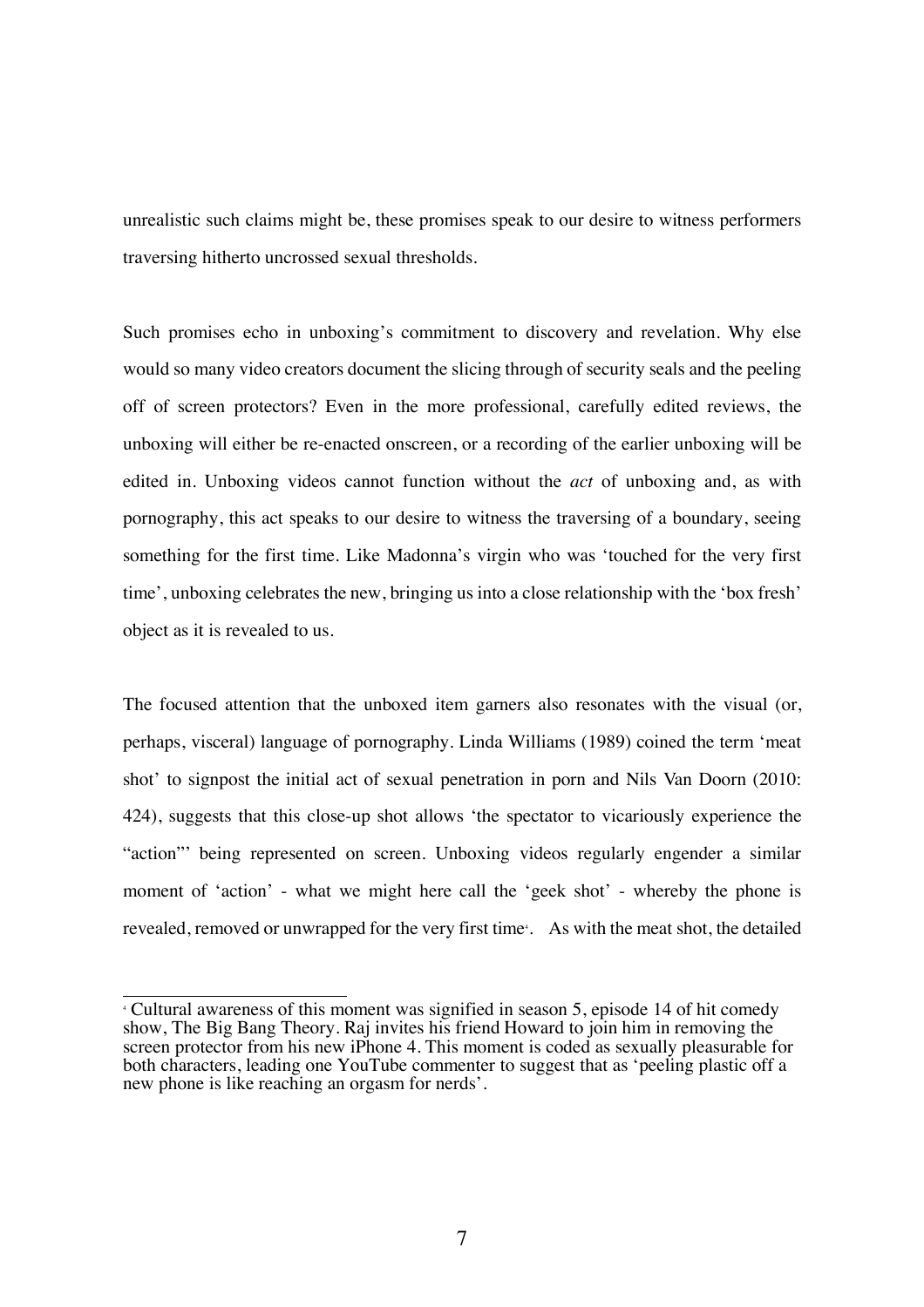unrealistic such claims might be, these promises speak to our desire to witness performers traversing hitherto uncrossed sexual thresholds.

Such promises echo in unboxing's commitment to discovery and revelation. Why else would so many video creators document the slicing through of security seals and the peeling off of screen protectors? Even in the more professional, carefully edited reviews, the unboxing will either be re-enacted onscreen, or a recording of the earlier unboxing will be edited in. Unboxing videos cannot function without the *act* of unboxing and, as with pornography, this act speaks to our desire to witness the traversing of a boundary, seeing something for the first time. Like Madonna's virgin who was 'touched for the very first time', unboxing celebrates the new, bringing us into a close relationship with the 'box fresh' object as it is revealed to us.

The focused attention that the unboxed item garners also resonates with the visual (or, perhaps, visceral) language of pornography. Linda Williams (1989) coined the term 'meat shot' to signpost the initial act of sexual penetration in porn and Nils Van Doorn (2010: 424), suggests that this close-up shot allows 'the spectator to vicariously experience the "action"' being represented on screen. Unboxing videos regularly engender a similar moment of 'action' - what we might here call the 'geek shot' - whereby the phone is revealed, removed or unwrapped for the very first time[4]. As with the meat shot, the detailed

[4] Cultural awareness of this moment was signified in season 5, episode 14 of hit comedy show, The Big Bang Theory. Raj invites his friend Howard to join him in removing the screen protector from his new iPhone 4. This moment is coded as sexually pleasurable for both characters, leading one YouTube commenter to suggest that as 'peeling plastic off a new phone is like reaching an orgasm for nerds'.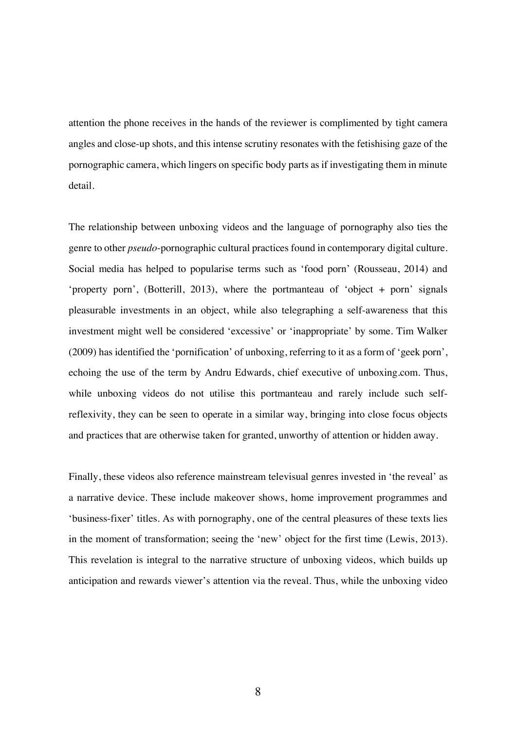attention the phone receives in the hands of the reviewer is complimented by tight camera angles and close-up shots, and this intense scrutiny resonates with the fetishising gaze of the pornographic camera, which lingers on specific body parts as if investigating them in minute detail.

The relationship between unboxing videos and the language of pornography also ties the genre to other *pseudo*-pornographic cultural practices found in contemporary digital culture. Social media has helped to popularise terms such as 'food porn' (Rousseau, 2014) and 'property porn', (Botterill, 2013), where the portmanteau of 'object + porn' signals pleasurable investments in an object, while also telegraphing a self-awareness that this investment might well be considered 'excessive' or 'inappropriate' by some. Tim Walker (2009) has identified the 'pornification' of unboxing, referring to it as a form of 'geek porn', echoing the use of the term by Andru Edwards, chief executive of unboxing.com. Thus, while unboxing videos do not utilise this portmanteau and rarely include such self-reflexivity, they can be seen to operate in a similar way, bringing into close focus objects and practices that are otherwise taken for granted, unworthy of attention or hidden away.

Finally, these videos also reference mainstream televisual genres invested in 'the reveal' as a narrative device. These include makeover shows, home improvement programmes and 'business-fixer' titles. As with pornography, one of the central pleasures of these texts lies in the moment of transformation; seeing the 'new' object for the first time (Lewis, 2013). This revelation is integral to the narrative structure of unboxing videos, which builds up anticipation and rewards viewer's attention via the reveal. Thus, while the unboxing video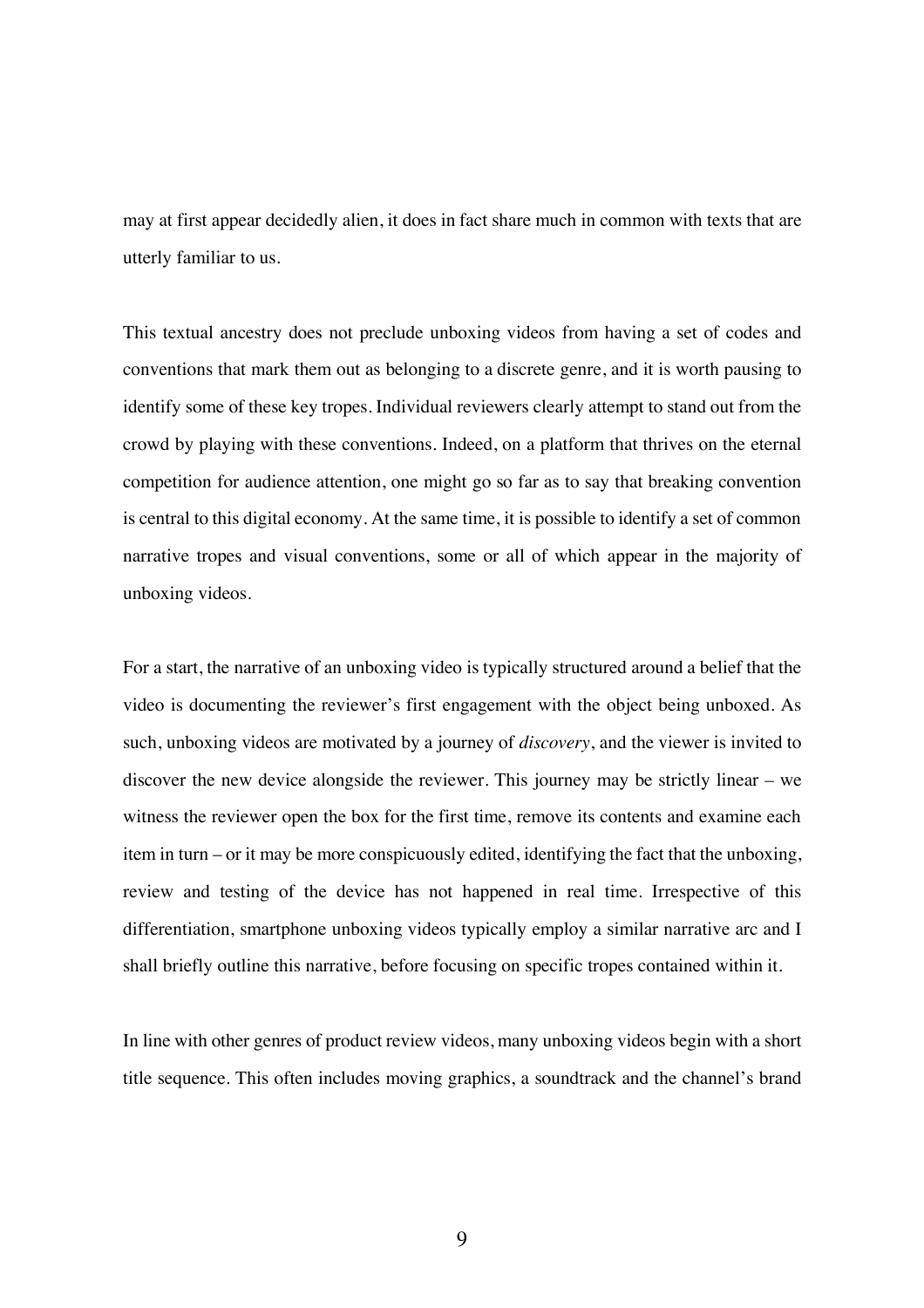may at first appear decidedly alien, it does in fact share much in common with texts that are utterly familiar to us.

This textual ancestry does not preclude unboxing videos from having a set of codes and conventions that mark them out as belonging to a discrete genre, and it is worth pausing to identify some of these key tropes. Individual reviewers clearly attempt to stand out from the crowd by playing with these conventions. Indeed, on a platform that thrives on the eternal competition for audience attention, one might go so far as to say that breaking convention is central to this digital economy. At the same time, it is possible to identify a set of common narrative tropes and visual conventions, some or all of which appear in the majority of unboxing videos.

For a start, the narrative of an unboxing video is typically structured around a belief that the video is documenting the reviewer's first engagement with the object being unboxed. As such, unboxing videos are motivated by a journey of *discovery*, and the viewer is invited to discover the new device alongside the reviewer. This journey may be strictly linear – we witness the reviewer open the box for the first time, remove its contents and examine each item in turn – or it may be more conspicuously edited, identifying the fact that the unboxing, review and testing of the device has not happened in real time. Irrespective of this differentiation, smartphone unboxing videos typically employ a similar narrative arc and I shall briefly outline this narrative, before focusing on specific tropes contained within it.

In line with other genres of product review videos, many unboxing videos begin with a short title sequence. This often includes moving graphics, a soundtrack and the channel's brand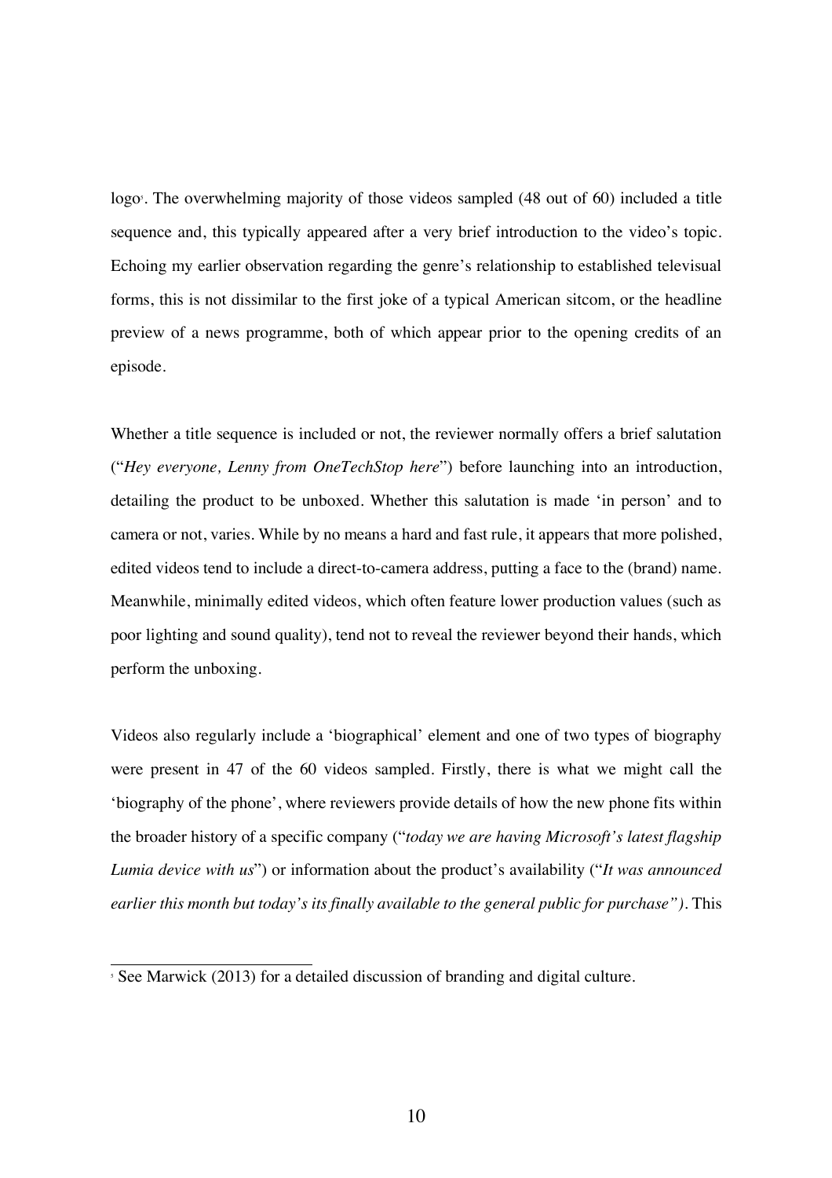logo[5]. The overwhelming majority of those videos sampled (48 out of 60) included a title sequence and, this typically appeared after a very brief introduction to the video's topic. Echoing my earlier observation regarding the genre's relationship to established televisual forms, this is not dissimilar to the first joke of a typical American sitcom, or the headline preview of a news programme, both of which appear prior to the opening credits of an episode.

Whether a title sequence is included or not, the reviewer normally offers a brief salutation ("*Hey everyone, Lenny from OneTechStop here*") before launching into an introduction, detailing the product to be unboxed. Whether this salutation is made 'in person' and to camera or not, varies. While by no means a hard and fast rule, it appears that more polished, edited videos tend to include a direct-to-camera address, putting a face to the (brand) name. Meanwhile, minimally edited videos, which often feature lower production values (such as poor lighting and sound quality), tend not to reveal the reviewer beyond their hands, which perform the unboxing.

Videos also regularly include a 'biographical' element and one of two types of biography were present in 47 of the 60 videos sampled. Firstly, there is what we might call the 'biography of the phone', where reviewers provide details of how the new phone fits within the broader history of a specific company ("*today we are having Microsoft's latest flagship Lumia device with us*") or information about the product's availability ("*It was announced earlier this month but today's its finally available to the general public for purchase").* This

---

[5] See Marwick (2013) for a detailed discussion of branding and digital culture.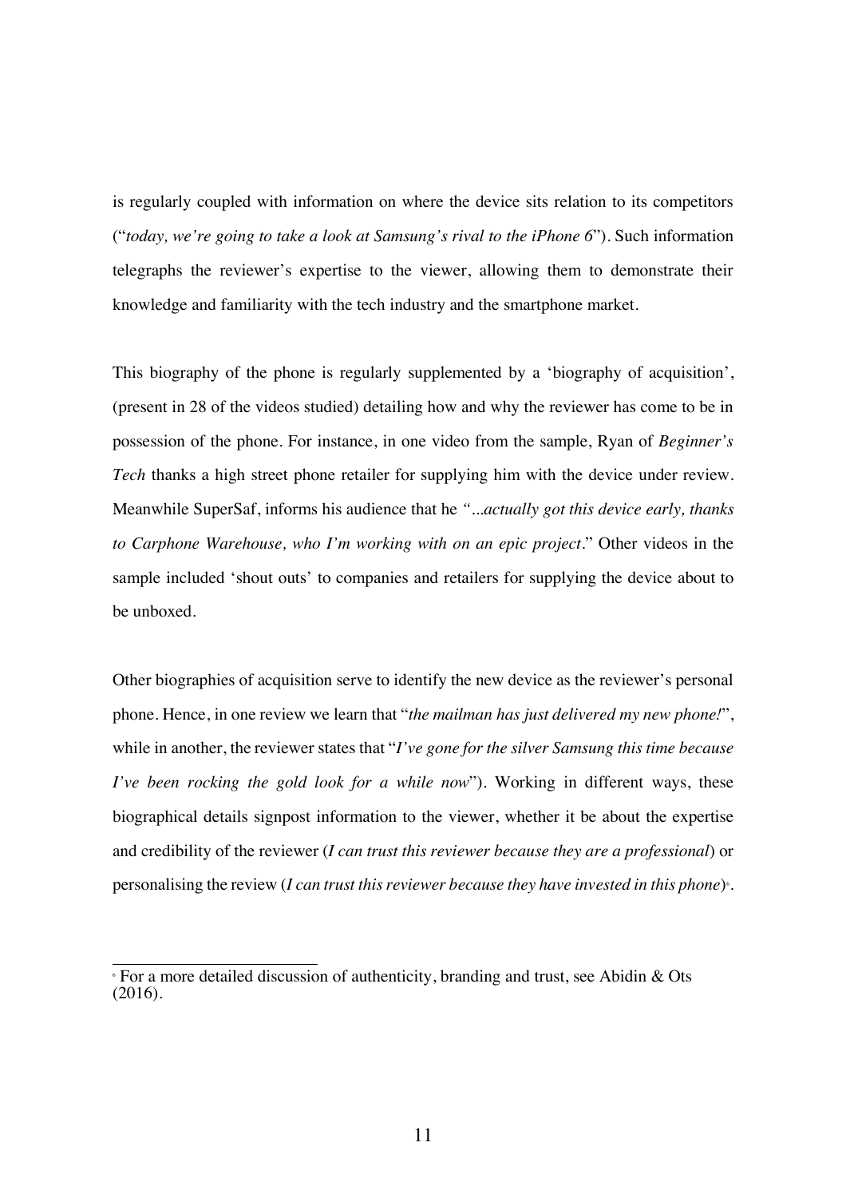is regularly coupled with information on where the device sits relation to its competitors ("*today, we're going to take a look at Samsung's rival to the iPhone 6*"). Such information telegraphs the reviewer's expertise to the viewer, allowing them to demonstrate their knowledge and familiarity with the tech industry and the smartphone market.

This biography of the phone is regularly supplemented by a 'biography of acquisition', (present in 28 of the videos studied) detailing how and why the reviewer has come to be in possession of the phone. For instance, in one video from the sample, Ryan of *Beginner's Tech* thanks a high street phone retailer for supplying him with the device under review. Meanwhile SuperSaf, informs his audience that he *"...actually got this device early, thanks to Carphone Warehouse, who I'm working with on an epic project*." Other videos in the sample included 'shout outs' to companies and retailers for supplying the device about to be unboxed.

Other biographies of acquisition serve to identify the new device as the reviewer's personal phone. Hence, in one review we learn that "*the mailman has just delivered my new phone!*", while in another, the reviewer states that "*I've gone for the silver Samsung this time because I've been rocking the gold look for a while now*"). Working in different ways, these biographical details signpost information to the viewer, whether it be about the expertise and credibility of the reviewer (*I can trust this reviewer because they are a professional*) or personalising the review (*I can trust this reviewer because they have invested in this phone*)[6].

[6] For a more detailed discussion of authenticity, branding and trust, see Abidin & Ots (2016).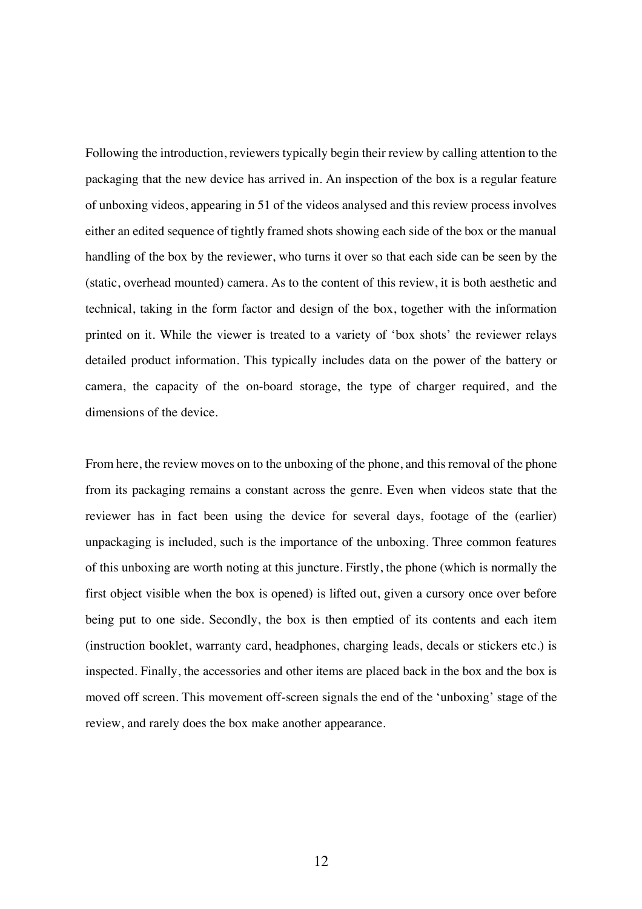Following the introduction, reviewers typically begin their review by calling attention to the packaging that the new device has arrived in. An inspection of the box is a regular feature of unboxing videos, appearing in 51 of the videos analysed and this review process involves either an edited sequence of tightly framed shots showing each side of the box or the manual handling of the box by the reviewer, who turns it over so that each side can be seen by the (static, overhead mounted) camera. As to the content of this review, it is both aesthetic and technical, taking in the form factor and design of the box, together with the information printed on it. While the viewer is treated to a variety of 'box shots' the reviewer relays detailed product information. This typically includes data on the power of the battery or camera, the capacity of the on-board storage, the type of charger required, and the dimensions of the device.

From here, the review moves on to the unboxing of the phone, and this removal of the phone from its packaging remains a constant across the genre. Even when videos state that the reviewer has in fact been using the device for several days, footage of the (earlier) unpackaging is included, such is the importance of the unboxing. Three common features of this unboxing are worth noting at this juncture. Firstly, the phone (which is normally the first object visible when the box is opened) is lifted out, given a cursory once over before being put to one side. Secondly, the box is then emptied of its contents and each item (instruction booklet, warranty card, headphones, charging leads, decals or stickers etc.) is inspected. Finally, the accessories and other items are placed back in the box and the box is moved off screen. This movement off-screen signals the end of the 'unboxing' stage of the review, and rarely does the box make another appearance.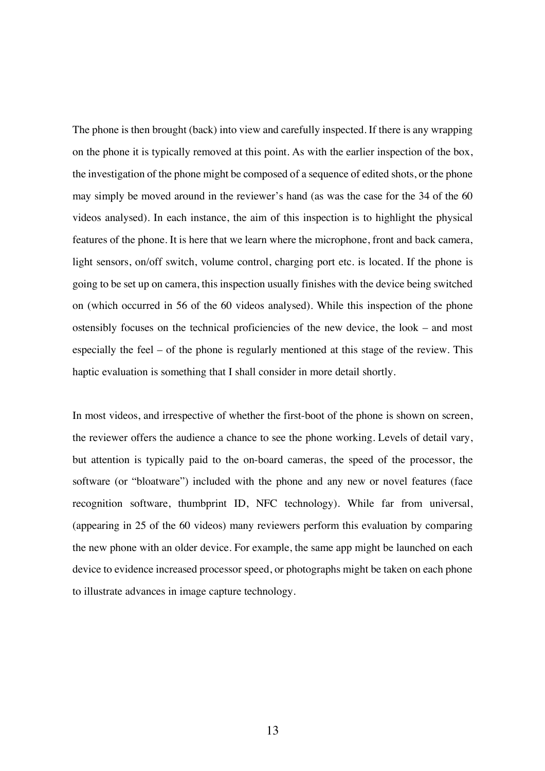The phone is then brought (back) into view and carefully inspected. If there is any wrapping on the phone it is typically removed at this point. As with the earlier inspection of the box, the investigation of the phone might be composed of a sequence of edited shots, or the phone may simply be moved around in the reviewer's hand (as was the case for the 34 of the 60 videos analysed). In each instance, the aim of this inspection is to highlight the physical features of the phone. It is here that we learn where the microphone, front and back camera, light sensors, on/off switch, volume control, charging port etc. is located. If the phone is going to be set up on camera, this inspection usually finishes with the device being switched on (which occurred in 56 of the 60 videos analysed). While this inspection of the phone ostensibly focuses on the technical proficiencies of the new device, the look – and most especially the feel – of the phone is regularly mentioned at this stage of the review. This haptic evaluation is something that I shall consider in more detail shortly.

In most videos, and irrespective of whether the first-boot of the phone is shown on screen, the reviewer offers the audience a chance to see the phone working. Levels of detail vary, but attention is typically paid to the on-board cameras, the speed of the processor, the software (or "bloatware") included with the phone and any new or novel features (face recognition software, thumbprint ID, NFC technology). While far from universal, (appearing in 25 of the 60 videos) many reviewers perform this evaluation by comparing the new phone with an older device. For example, the same app might be launched on each device to evidence increased processor speed, or photographs might be taken on each phone to illustrate advances in image capture technology.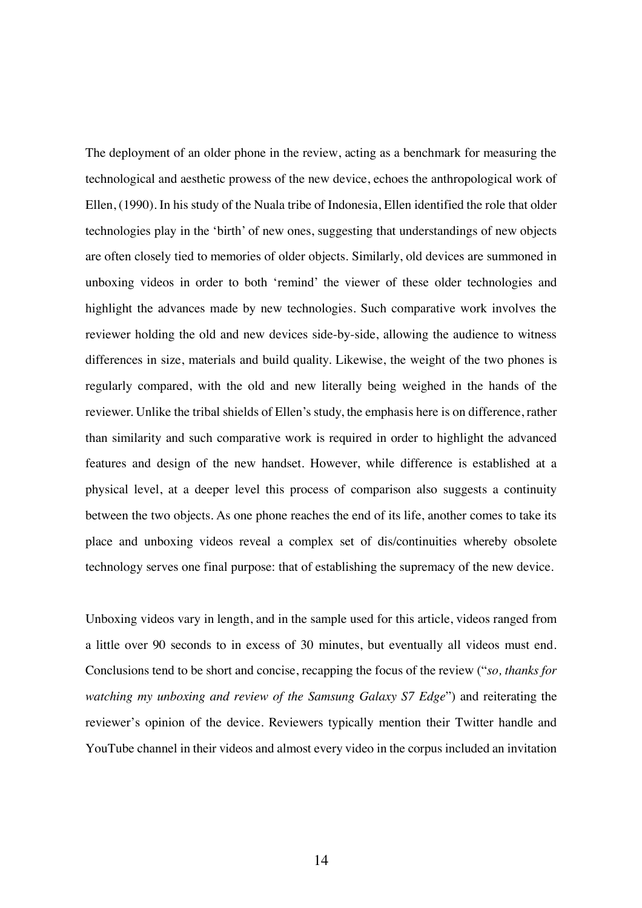The deployment of an older phone in the review, acting as a benchmark for measuring the technological and aesthetic prowess of the new device, echoes the anthropological work of Ellen, (1990). In his study of the Nuala tribe of Indonesia, Ellen identified the role that older technologies play in the 'birth' of new ones, suggesting that understandings of new objects are often closely tied to memories of older objects. Similarly, old devices are summoned in unboxing videos in order to both 'remind' the viewer of these older technologies and highlight the advances made by new technologies. Such comparative work involves the reviewer holding the old and new devices side-by-side, allowing the audience to witness differences in size, materials and build quality. Likewise, the weight of the two phones is regularly compared, with the old and new literally being weighed in the hands of the reviewer. Unlike the tribal shields of Ellen's study, the emphasis here is on difference, rather than similarity and such comparative work is required in order to highlight the advanced features and design of the new handset. However, while difference is established at a physical level, at a deeper level this process of comparison also suggests a continuity between the two objects. As one phone reaches the end of its life, another comes to take its place and unboxing videos reveal a complex set of dis/continuities whereby obsolete technology serves one final purpose: that of establishing the supremacy of the new device.

Unboxing videos vary in length, and in the sample used for this article, videos ranged from a little over 90 seconds to in excess of 30 minutes, but eventually all videos must end. Conclusions tend to be short and concise, recapping the focus of the review ("*so, thanks for watching my unboxing and review of the Samsung Galaxy S7 Edge*") and reiterating the reviewer's opinion of the device. Reviewers typically mention their Twitter handle and YouTube channel in their videos and almost every video in the corpus included an invitation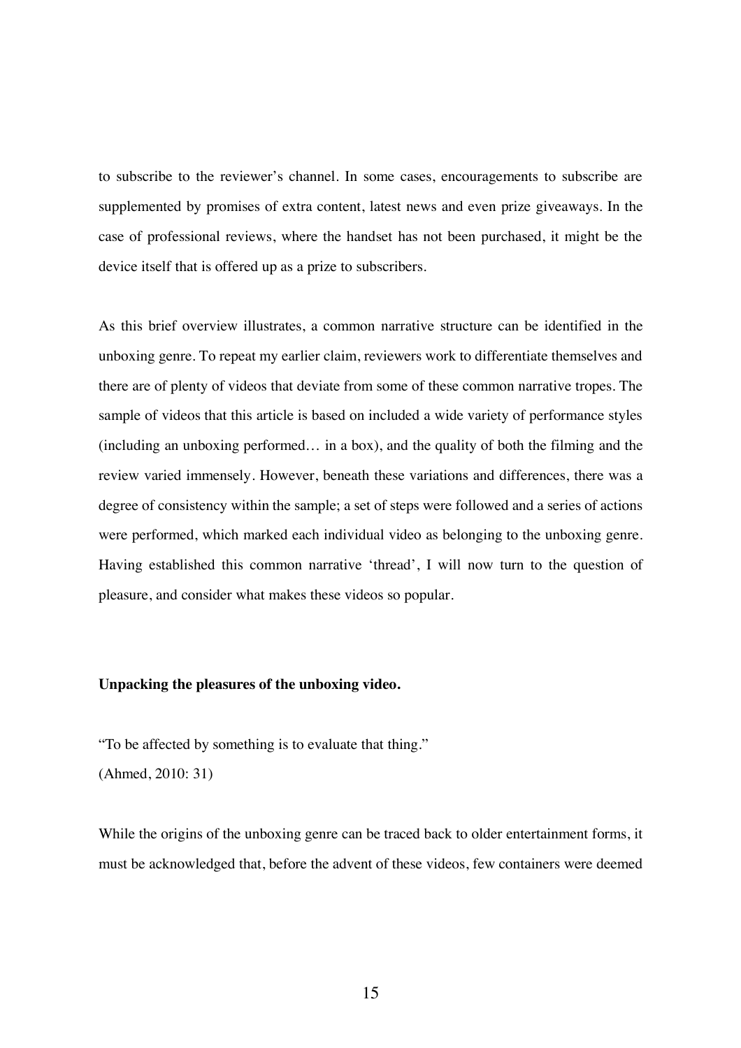to subscribe to the reviewer's channel. In some cases, encouragements to subscribe are supplemented by promises of extra content, latest news and even prize giveaways. In the case of professional reviews, where the handset has not been purchased, it might be the device itself that is offered up as a prize to subscribers.

As this brief overview illustrates, a common narrative structure can be identified in the unboxing genre. To repeat my earlier claim, reviewers work to differentiate themselves and there are of plenty of videos that deviate from some of these common narrative tropes. The sample of videos that this article is based on included a wide variety of performance styles (including an unboxing performed… in a box), and the quality of both the filming and the review varied immensely. However, beneath these variations and differences, there was a degree of consistency within the sample; a set of steps were followed and a series of actions were performed, which marked each individual video as belonging to the unboxing genre. Having established this common narrative 'thread', I will now turn to the question of pleasure, and consider what makes these videos so popular.

**Unpacking the pleasures of the unboxing video.**

"To be affected by something is to evaluate that thing."
(Ahmed, 2010: 31)

While the origins of the unboxing genre can be traced back to older entertainment forms, it must be acknowledged that, before the advent of these videos, few containers were deemed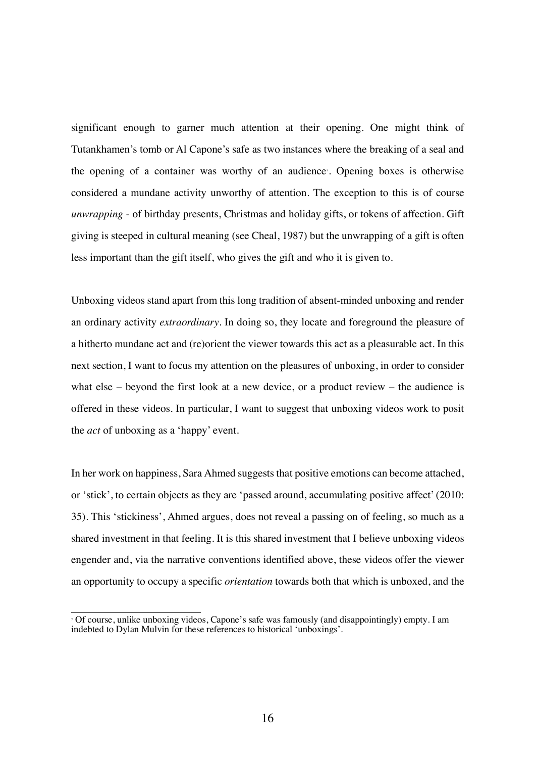significant enough to garner much attention at their opening. One might think of Tutankhamen's tomb or Al Capone's safe as two instances where the breaking of a seal and the opening of a container was worthy of an audience[7]. Opening boxes is otherwise considered a mundane activity unworthy of attention. The exception to this is of course *unwrapping* - of birthday presents, Christmas and holiday gifts, or tokens of affection. Gift giving is steeped in cultural meaning (see Cheal, 1987) but the unwrapping of a gift is often less important than the gift itself, who gives the gift and who it is given to.

Unboxing videos stand apart from this long tradition of absent-minded unboxing and render an ordinary activity *extraordinary*. In doing so, they locate and foreground the pleasure of a hitherto mundane act and (re)orient the viewer towards this act as a pleasurable act. In this next section, I want to focus my attention on the pleasures of unboxing, in order to consider what else – beyond the first look at a new device, or a product review – the audience is offered in these videos. In particular, I want to suggest that unboxing videos work to posit the *act* of unboxing as a 'happy' event.

In her work on happiness, Sara Ahmed suggests that positive emotions can become attached, or 'stick', to certain objects as they are 'passed around, accumulating positive affect' (2010: 35). This 'stickiness', Ahmed argues, does not reveal a passing on of feeling, so much as a shared investment in that feeling. It is this shared investment that I believe unboxing videos engender and, via the narrative conventions identified above, these videos offer the viewer an opportunity to occupy a specific *orientation* towards both that which is unboxed, and the

[7] Of course, unlike unboxing videos, Capone's safe was famously (and disappointingly) empty. I am indebted to Dylan Mulvin for these references to historical 'unboxings'.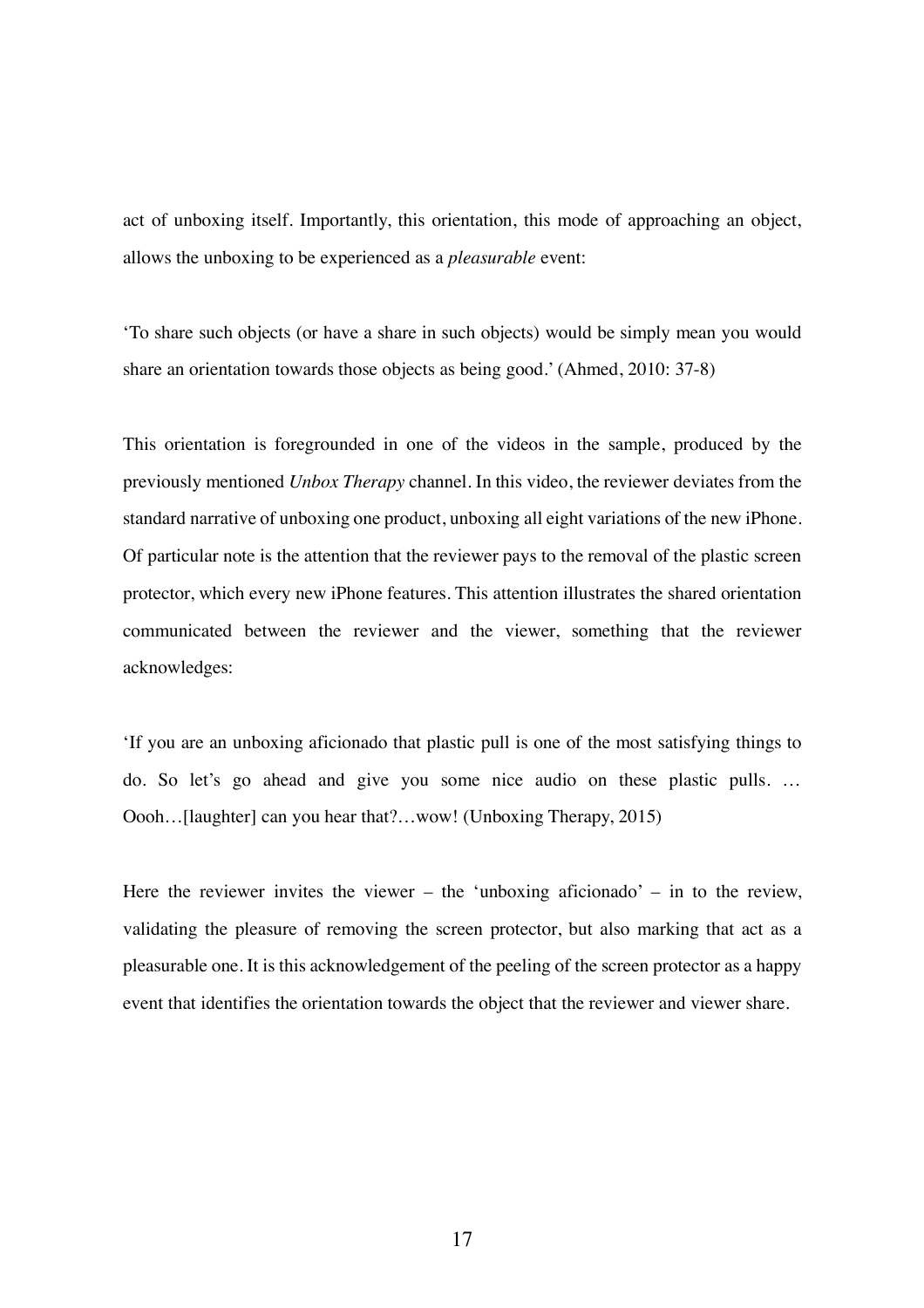act of unboxing itself. Importantly, this orientation, this mode of approaching an object, allows the unboxing to be experienced as a *pleasurable* event:

'To share such objects (or have a share in such objects) would be simply mean you would share an orientation towards those objects as being good.' (Ahmed, 2010: 37-8)

This orientation is foregrounded in one of the videos in the sample, produced by the previously mentioned *Unbox Therapy* channel. In this video, the reviewer deviates from the standard narrative of unboxing one product, unboxing all eight variations of the new iPhone. Of particular note is the attention that the reviewer pays to the removal of the plastic screen protector, which every new iPhone features. This attention illustrates the shared orientation communicated between the reviewer and the viewer, something that the reviewer acknowledges:

'If you are an unboxing aficionado that plastic pull is one of the most satisfying things to do. So let's go ahead and give you some nice audio on these plastic pulls. … Oooh…[laughter] can you hear that?…wow! (Unboxing Therapy, 2015)

Here the reviewer invites the viewer – the 'unboxing aficionado' – in to the review, validating the pleasure of removing the screen protector, but also marking that act as a pleasurable one. It is this acknowledgement of the peeling of the screen protector as a happy event that identifies the orientation towards the object that the reviewer and viewer share.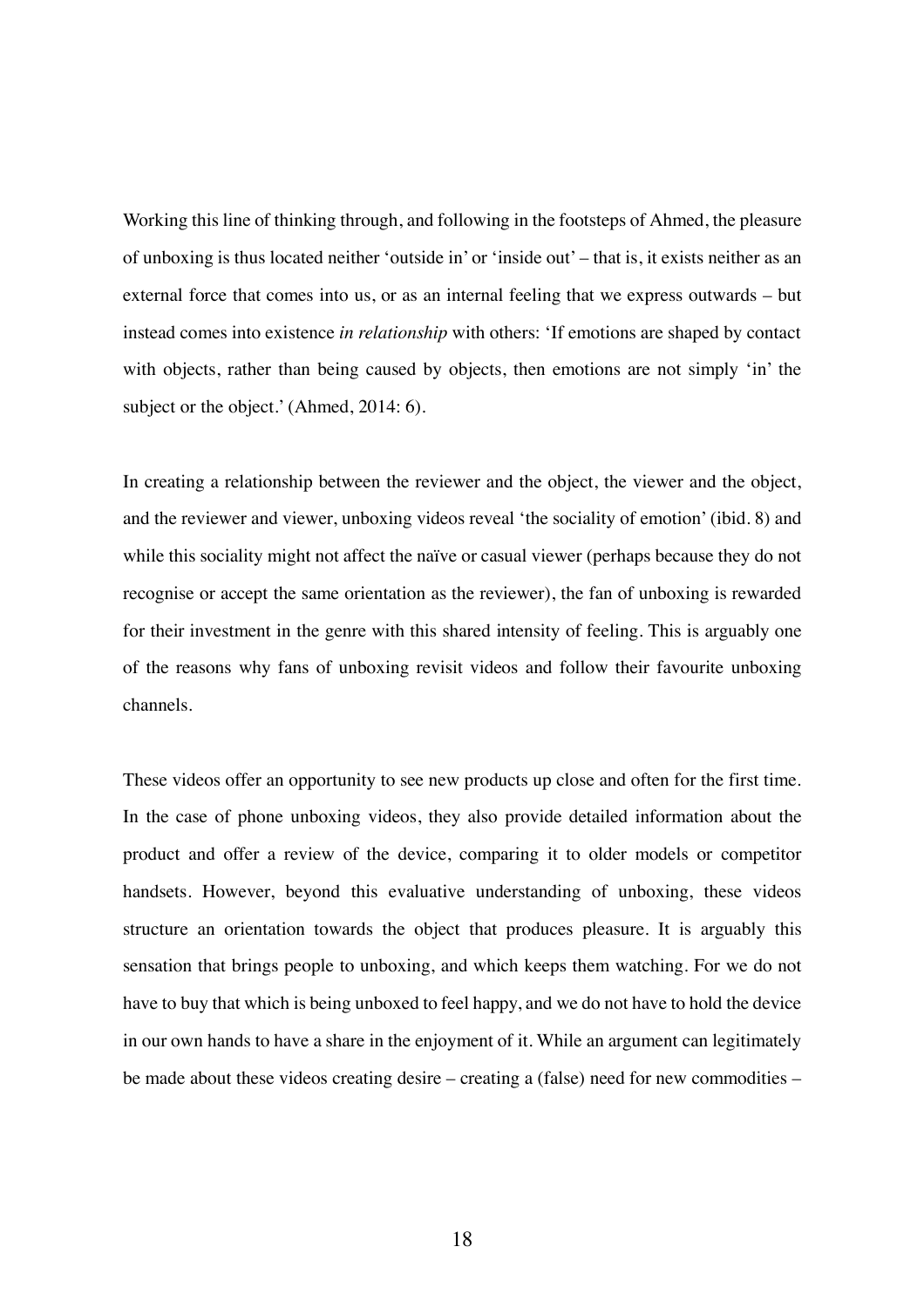Working this line of thinking through, and following in the footsteps of Ahmed, the pleasure of unboxing is thus located neither 'outside in' or 'inside out' – that is, it exists neither as an external force that comes into us, or as an internal feeling that we express outwards – but instead comes into existence *in relationship* with others: 'If emotions are shaped by contact with objects, rather than being caused by objects, then emotions are not simply 'in' the subject or the object.' (Ahmed, 2014: 6).

In creating a relationship between the reviewer and the object, the viewer and the object, and the reviewer and viewer, unboxing videos reveal 'the sociality of emotion' (ibid. 8) and while this sociality might not affect the naïve or casual viewer (perhaps because they do not recognise or accept the same orientation as the reviewer), the fan of unboxing is rewarded for their investment in the genre with this shared intensity of feeling. This is arguably one of the reasons why fans of unboxing revisit videos and follow their favourite unboxing channels.

These videos offer an opportunity to see new products up close and often for the first time. In the case of phone unboxing videos, they also provide detailed information about the product and offer a review of the device, comparing it to older models or competitor handsets. However, beyond this evaluative understanding of unboxing, these videos structure an orientation towards the object that produces pleasure. It is arguably this sensation that brings people to unboxing, and which keeps them watching. For we do not have to buy that which is being unboxed to feel happy, and we do not have to hold the device in our own hands to have a share in the enjoyment of it. While an argument can legitimately be made about these videos creating desire – creating a (false) need for new commodities –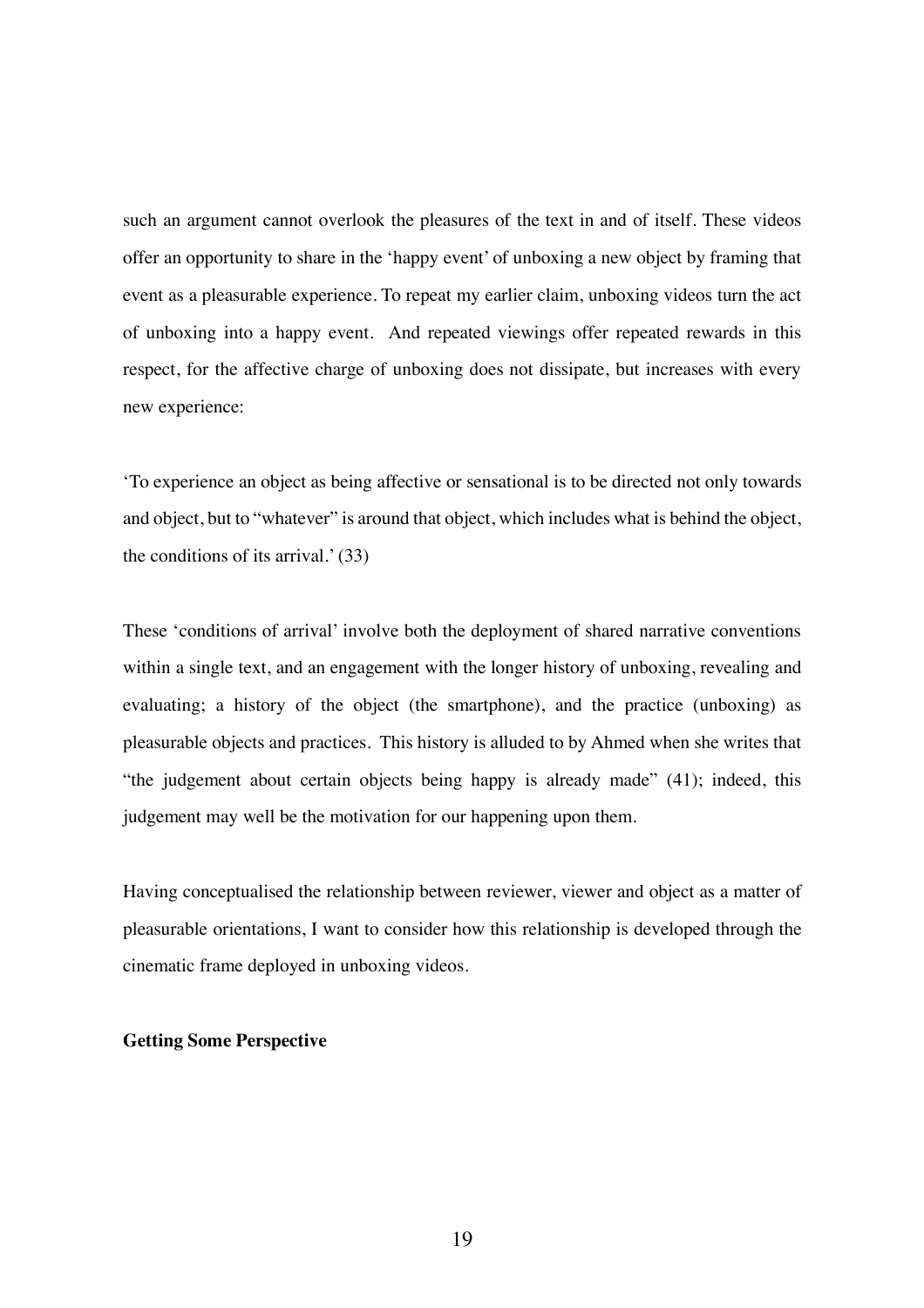such an argument cannot overlook the pleasures of the text in and of itself. These videos offer an opportunity to share in the 'happy event' of unboxing a new object by framing that event as a pleasurable experience. To repeat my earlier claim, unboxing videos turn the act of unboxing into a happy event. And repeated viewings offer repeated rewards in this respect, for the affective charge of unboxing does not dissipate, but increases with every new experience:

'To experience an object as being affective or sensational is to be directed not only towards and object, but to "whatever" is around that object, which includes what is behind the object, the conditions of its arrival.' (33)

These 'conditions of arrival' involve both the deployment of shared narrative conventions within a single text, and an engagement with the longer history of unboxing, revealing and evaluating; a history of the object (the smartphone), and the practice (unboxing) as pleasurable objects and practices. This history is alluded to by Ahmed when she writes that "the judgement about certain objects being happy is already made" (41); indeed, this judgement may well be the motivation for our happening upon them.

Having conceptualised the relationship between reviewer, viewer and object as a matter of pleasurable orientations, I want to consider how this relationship is developed through the cinematic frame deployed in unboxing videos.

**Getting Some Perspective**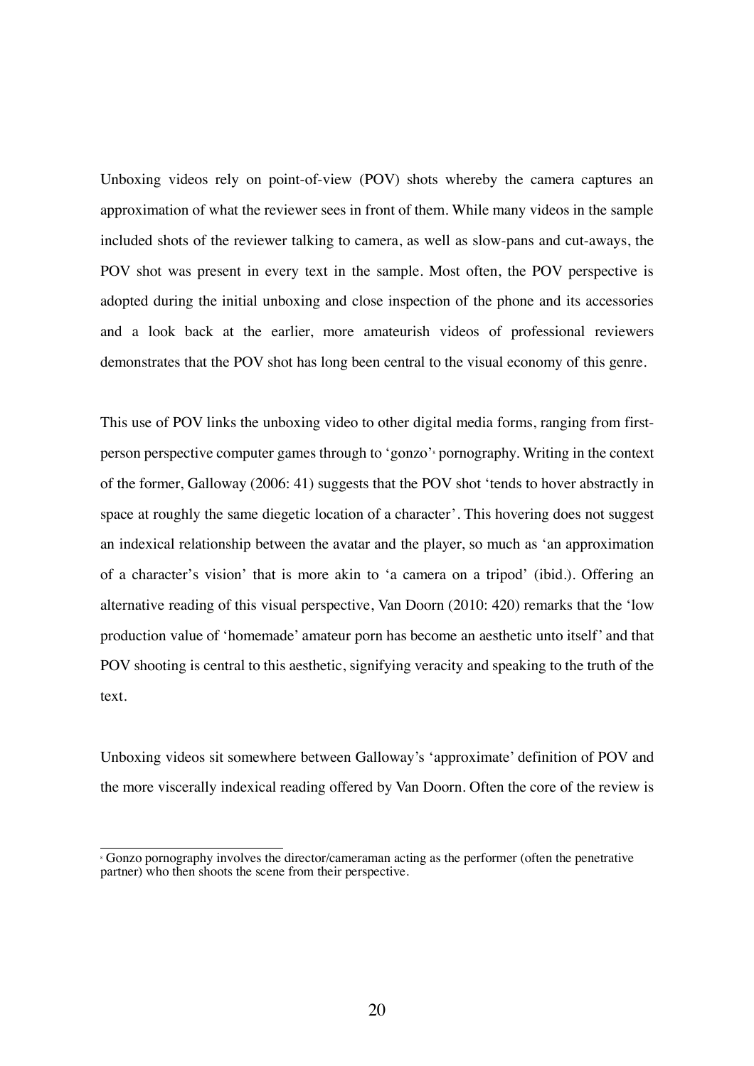Unboxing videos rely on point-of-view (POV) shots whereby the camera captures an approximation of what the reviewer sees in front of them. While many videos in the sample included shots of the reviewer talking to camera, as well as slow-pans and cut-aways, the POV shot was present in every text in the sample. Most often, the POV perspective is adopted during the initial unboxing and close inspection of the phone and its accessories and a look back at the earlier, more amateurish videos of professional reviewers demonstrates that the POV shot has long been central to the visual economy of this genre.

This use of POV links the unboxing video to other digital media forms, ranging from first-person perspective computer games through to 'gonzo'[8] pornography. Writing in the context of the former, Galloway (2006: 41) suggests that the POV shot 'tends to hover abstractly in space at roughly the same diegetic location of a character'. This hovering does not suggest an indexical relationship between the avatar and the player, so much as 'an approximation of a character's vision' that is more akin to 'a camera on a tripod' (ibid.). Offering an alternative reading of this visual perspective, Van Doorn (2010: 420) remarks that the 'low production value of 'homemade' amateur porn has become an aesthetic unto itself' and that POV shooting is central to this aesthetic, signifying veracity and speaking to the truth of the text.

Unboxing videos sit somewhere between Galloway's 'approximate' definition of POV and the more viscerally indexical reading offered by Van Doorn. Often the core of the review is

[8] Gonzo pornography involves the director/cameraman acting as the performer (often the penetrative partner) who then shoots the scene from their perspective.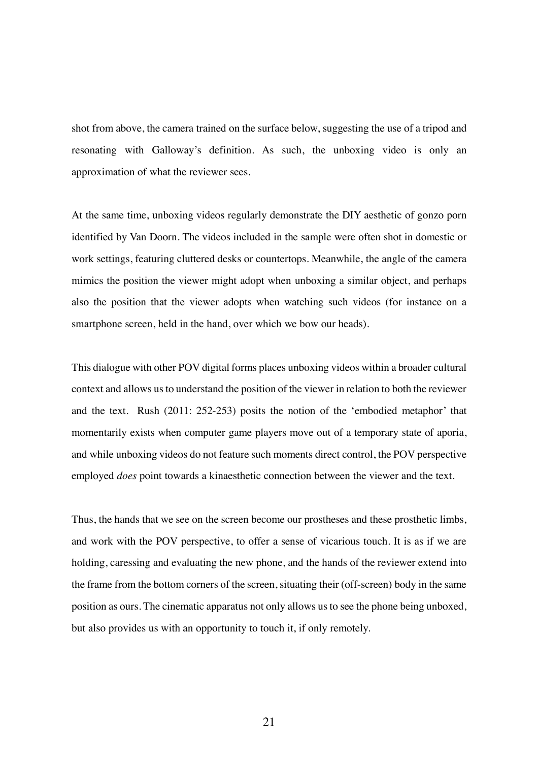shot from above, the camera trained on the surface below, suggesting the use of a tripod and resonating with Galloway's definition. As such, the unboxing video is only an approximation of what the reviewer sees.

At the same time, unboxing videos regularly demonstrate the DIY aesthetic of gonzo porn identified by Van Doorn. The videos included in the sample were often shot in domestic or work settings, featuring cluttered desks or countertops. Meanwhile, the angle of the camera mimics the position the viewer might adopt when unboxing a similar object, and perhaps also the position that the viewer adopts when watching such videos (for instance on a smartphone screen, held in the hand, over which we bow our heads).

This dialogue with other POV digital forms places unboxing videos within a broader cultural context and allows us to understand the position of the viewer in relation to both the reviewer and the text. Rush (2011: 252-253) posits the notion of the 'embodied metaphor' that momentarily exists when computer game players move out of a temporary state of aporia, and while unboxing videos do not feature such moments direct control, the POV perspective employed *does* point towards a kinaesthetic connection between the viewer and the text.

Thus, the hands that we see on the screen become our prostheses and these prosthetic limbs, and work with the POV perspective, to offer a sense of vicarious touch. It is as if we are holding, caressing and evaluating the new phone, and the hands of the reviewer extend into the frame from the bottom corners of the screen, situating their (off-screen) body in the same position as ours. The cinematic apparatus not only allows us to see the phone being unboxed, but also provides us with an opportunity to touch it, if only remotely.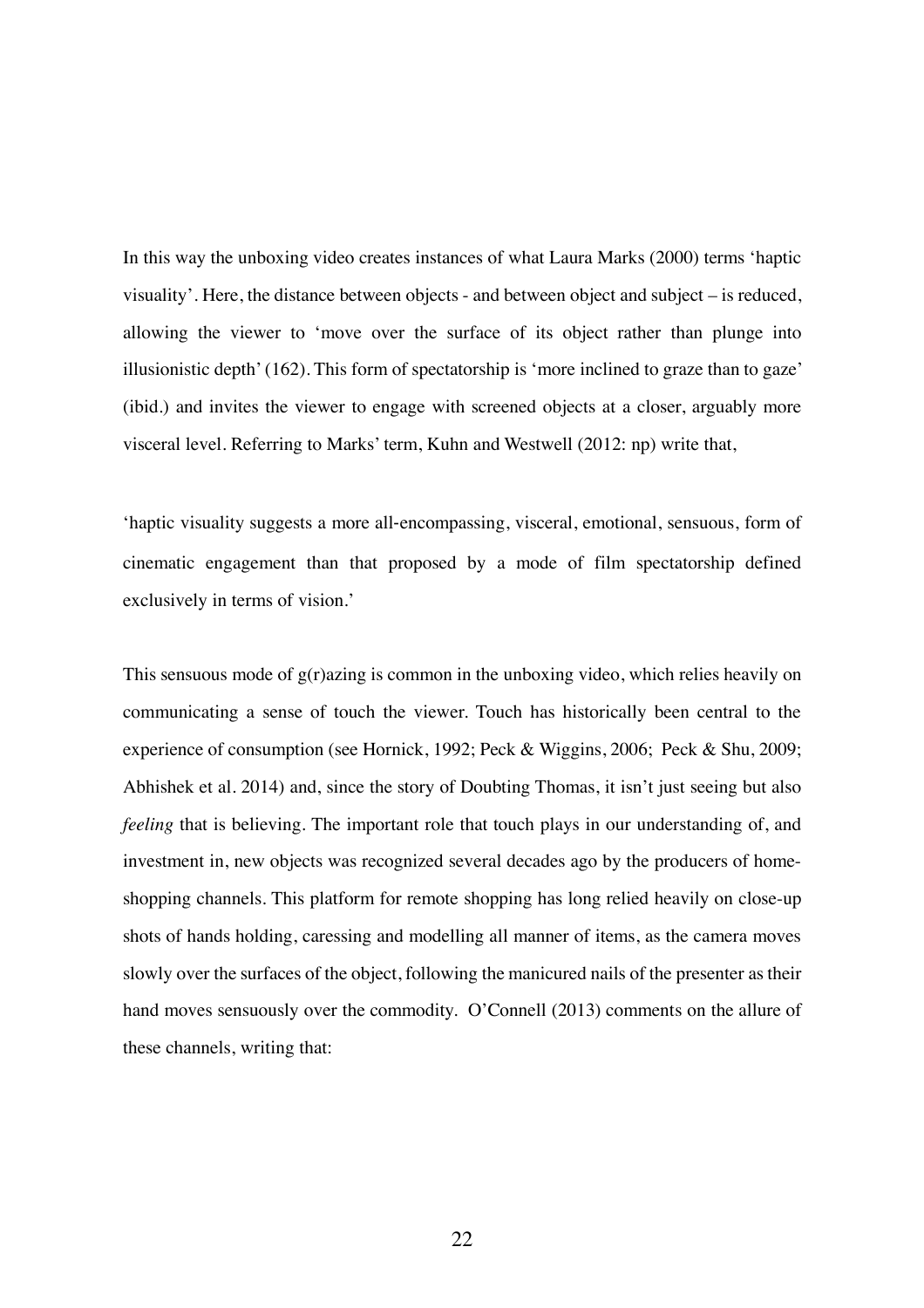In this way the unboxing video creates instances of what Laura Marks (2000) terms 'haptic visuality'. Here, the distance between objects - and between object and subject – is reduced, allowing the viewer to 'move over the surface of its object rather than plunge into illusionistic depth' (162). This form of spectatorship is 'more inclined to graze than to gaze' (ibid.) and invites the viewer to engage with screened objects at a closer, arguably more visceral level. Referring to Marks' term, Kuhn and Westwell (2012: np) write that,

'haptic visuality suggests a more all-encompassing, visceral, emotional, sensuous, form of cinematic engagement than that proposed by a mode of film spectatorship defined exclusively in terms of vision.'

This sensuous mode of g(r)azing is common in the unboxing video, which relies heavily on communicating a sense of touch the viewer. Touch has historically been central to the experience of consumption (see Hornick, 1992; Peck & Wiggins, 2006; Peck & Shu, 2009; Abhishek et al. 2014) and, since the story of Doubting Thomas, it isn't just seeing but also *feeling* that is believing. The important role that touch plays in our understanding of, and investment in, new objects was recognized several decades ago by the producers of home-shopping channels. This platform for remote shopping has long relied heavily on close-up shots of hands holding, caressing and modelling all manner of items, as the camera moves slowly over the surfaces of the object, following the manicured nails of the presenter as their hand moves sensuously over the commodity. O'Connell (2013) comments on the allure of these channels, writing that: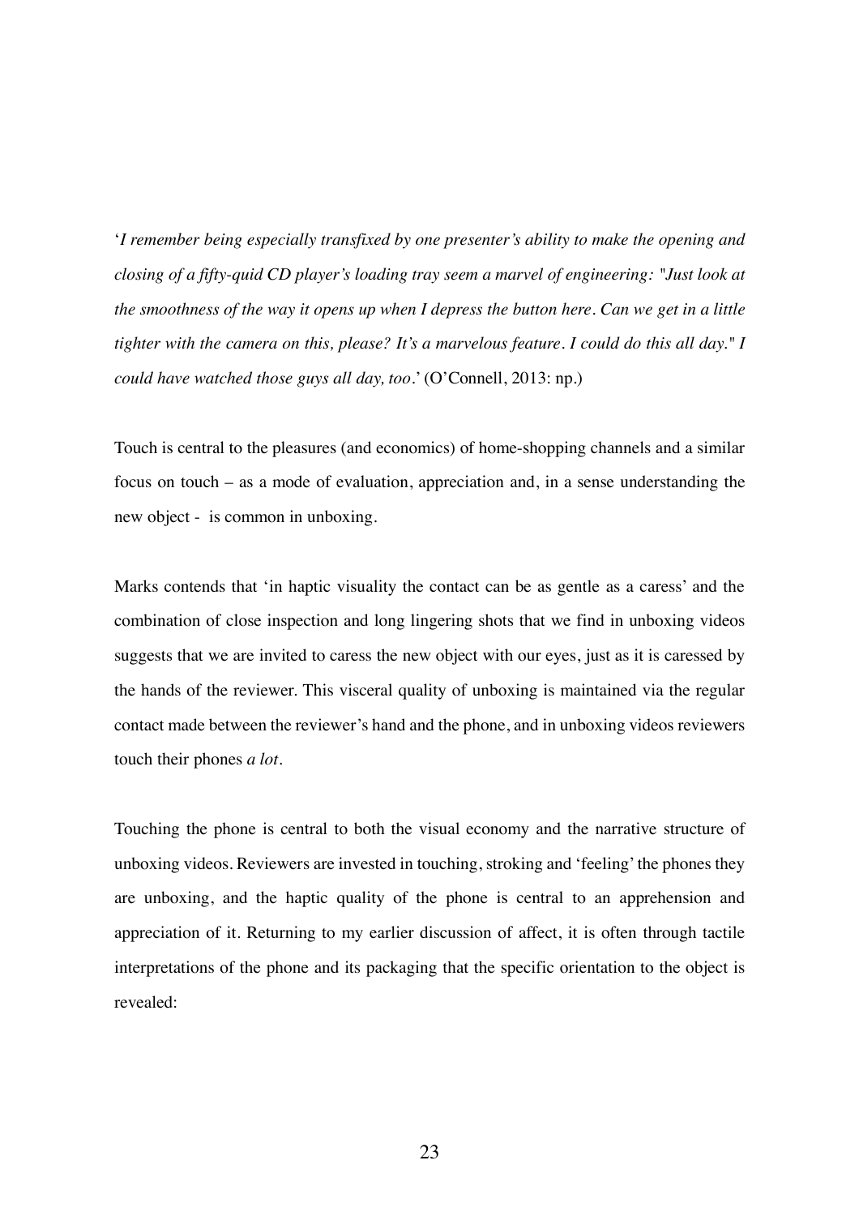'*I remember being especially transfixed by one presenter's ability to make the opening and closing of a fifty-quid CD player's loading tray seem a marvel of engineering: "Just look at the smoothness of the way it opens up when I depress the button here. Can we get in a little tighter with the camera on this, please? It's a marvelous feature. I could do this all day." I could have watched those guys all day, too*.' (O'Connell, 2013: np.)

Touch is central to the pleasures (and economics) of home-shopping channels and a similar focus on touch – as a mode of evaluation, appreciation and, in a sense understanding the new object - is common in unboxing.

Marks contends that 'in haptic visuality the contact can be as gentle as a caress' and the combination of close inspection and long lingering shots that we find in unboxing videos suggests that we are invited to caress the new object with our eyes, just as it is caressed by the hands of the reviewer. This visceral quality of unboxing is maintained via the regular contact made between the reviewer's hand and the phone, and in unboxing videos reviewers touch their phones *a lot*.

Touching the phone is central to both the visual economy and the narrative structure of unboxing videos. Reviewers are invested in touching, stroking and 'feeling' the phones they are unboxing, and the haptic quality of the phone is central to an apprehension and appreciation of it. Returning to my earlier discussion of affect, it is often through tactile interpretations of the phone and its packaging that the specific orientation to the object is revealed: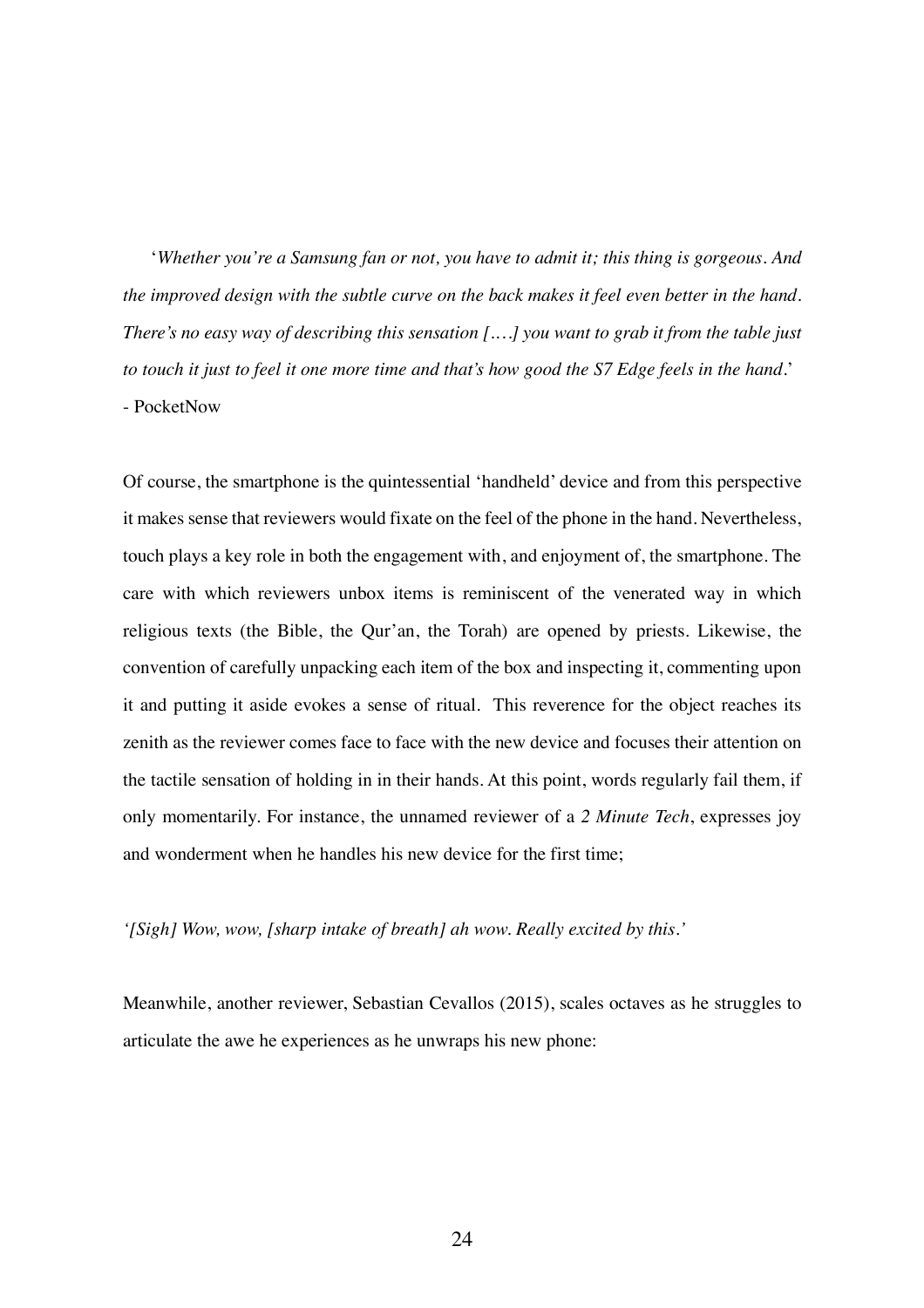'*Whether you're a Samsung fan or not, you have to admit it; this thing is gorgeous. And the improved design with the subtle curve on the back makes it feel even better in the hand. There's no easy way of describing this sensation [….] you want to grab it from the table just to touch it just to feel it one more time and that's how good the S7 Edge feels in the hand*.'
- PocketNow

Of course, the smartphone is the quintessential 'handheld' device and from this perspective it makes sense that reviewers would fixate on the feel of the phone in the hand. Nevertheless, touch plays a key role in both the engagement with, and enjoyment of, the smartphone. The care with which reviewers unbox items is reminiscent of the venerated way in which religious texts (the Bible, the Qur'an, the Torah) are opened by priests. Likewise, the convention of carefully unpacking each item of the box and inspecting it, commenting upon it and putting it aside evokes a sense of ritual. This reverence for the object reaches its zenith as the reviewer comes face to face with the new device and focuses their attention on the tactile sensation of holding in in their hands. At this point, words regularly fail them, if only momentarily. For instance, the unnamed reviewer of a *2 Minute Tech*, expresses joy and wonderment when he handles his new device for the first time;

*'[Sigh] Wow, wow, [sharp intake of breath] ah wow. Really excited by this.'*

Meanwhile, another reviewer, Sebastian Cevallos (2015), scales octaves as he struggles to articulate the awe he experiences as he unwraps his new phone: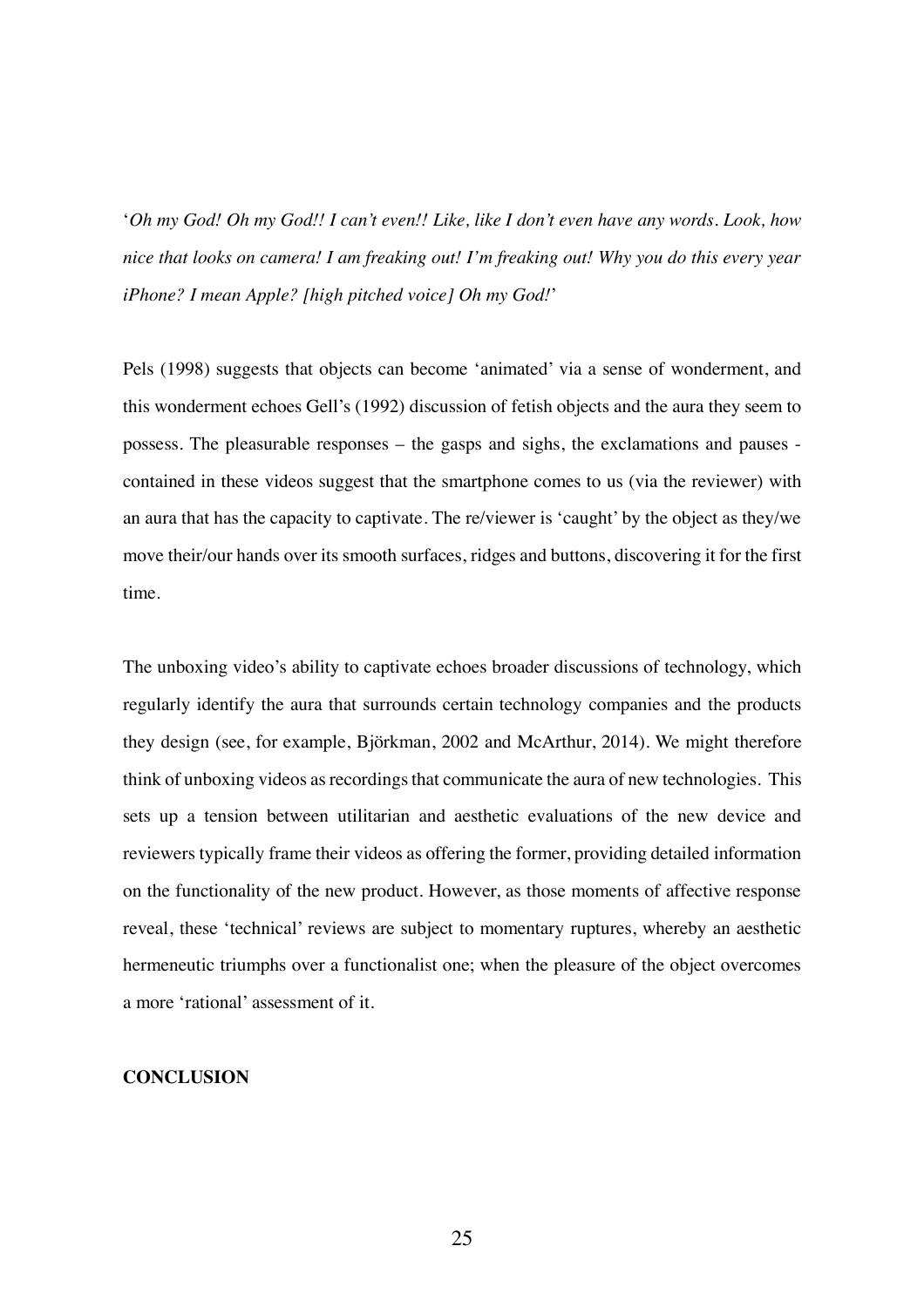'*Oh my God! Oh my God!! I can't even!! Like, like I don't even have any words. Look, how nice that looks on camera! I am freaking out! I'm freaking out! Why you do this every year iPhone? I mean Apple? [high pitched voice] Oh my God!*'

Pels (1998) suggests that objects can become 'animated' via a sense of wonderment, and this wonderment echoes Gell's (1992) discussion of fetish objects and the aura they seem to possess. The pleasurable responses – the gasps and sighs, the exclamations and pauses - contained in these videos suggest that the smartphone comes to us (via the reviewer) with an aura that has the capacity to captivate. The re/viewer is 'caught' by the object as they/we move their/our hands over its smooth surfaces, ridges and buttons, discovering it for the first time.

The unboxing video's ability to captivate echoes broader discussions of technology, which regularly identify the aura that surrounds certain technology companies and the products they design (see, for example, Björkman, 2002 and McArthur, 2014). We might therefore think of unboxing videos as recordings that communicate the aura of new technologies. This sets up a tension between utilitarian and aesthetic evaluations of the new device and reviewers typically frame their videos as offering the former, providing detailed information on the functionality of the new product. However, as those moments of affective response reveal, these 'technical' reviews are subject to momentary ruptures, whereby an aesthetic hermeneutic triumphs over a functionalist one; when the pleasure of the object overcomes a more 'rational' assessment of it.

**CONCLUSION**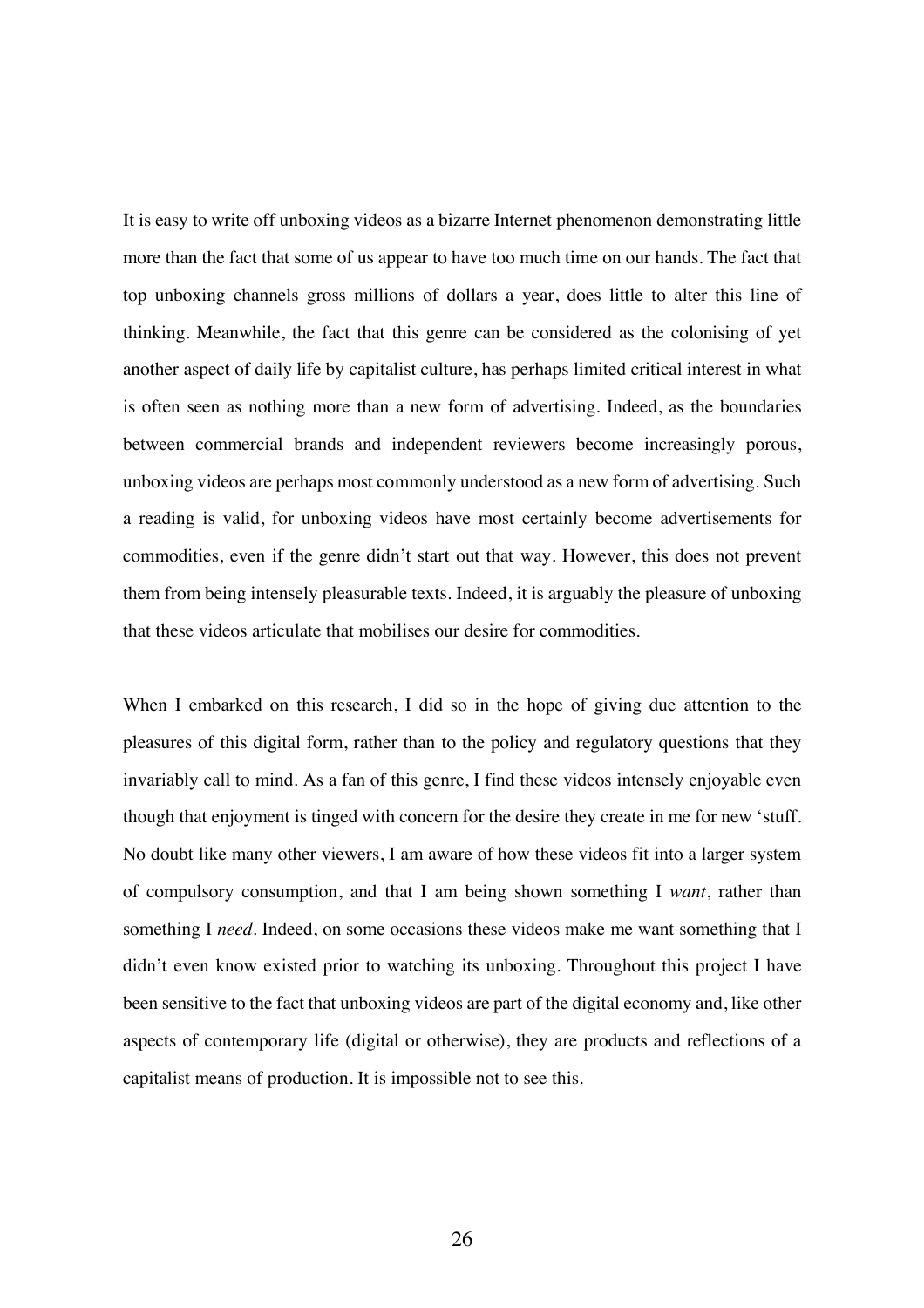It is easy to write off unboxing videos as a bizarre Internet phenomenon demonstrating little more than the fact that some of us appear to have too much time on our hands. The fact that top unboxing channels gross millions of dollars a year, does little to alter this line of thinking. Meanwhile, the fact that this genre can be considered as the colonising of yet another aspect of daily life by capitalist culture, has perhaps limited critical interest in what is often seen as nothing more than a new form of advertising. Indeed, as the boundaries between commercial brands and independent reviewers become increasingly porous, unboxing videos are perhaps most commonly understood as a new form of advertising. Such a reading is valid, for unboxing videos have most certainly become advertisements for commodities, even if the genre didn't start out that way. However, this does not prevent them from being intensely pleasurable texts. Indeed, it is arguably the pleasure of unboxing that these videos articulate that mobilises our desire for commodities.

When I embarked on this research, I did so in the hope of giving due attention to the pleasures of this digital form, rather than to the policy and regulatory questions that they invariably call to mind. As a fan of this genre, I find these videos intensely enjoyable even though that enjoyment is tinged with concern for the desire they create in me for new 'stuff. No doubt like many other viewers, I am aware of how these videos fit into a larger system of compulsory consumption, and that I am being shown something I *want*, rather than something I *need*. Indeed, on some occasions these videos make me want something that I didn't even know existed prior to watching its unboxing. Throughout this project I have been sensitive to the fact that unboxing videos are part of the digital economy and, like other aspects of contemporary life (digital or otherwise), they are products and reflections of a capitalist means of production. It is impossible not to see this.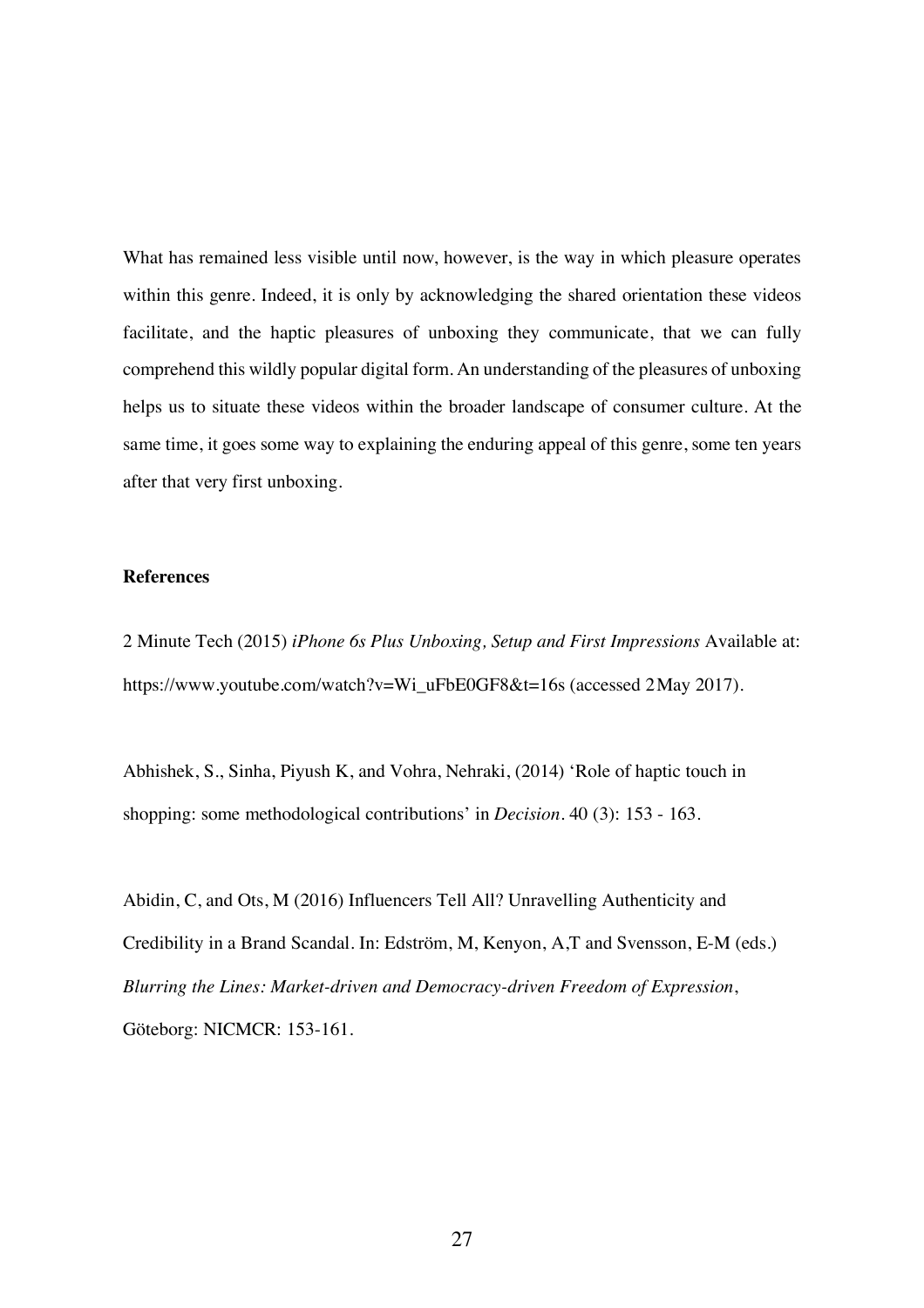What has remained less visible until now, however, is the way in which pleasure operates within this genre. Indeed, it is only by acknowledging the shared orientation these videos facilitate, and the haptic pleasures of unboxing they communicate, that we can fully comprehend this wildly popular digital form. An understanding of the pleasures of unboxing helps us to situate these videos within the broader landscape of consumer culture. At the same time, it goes some way to explaining the enduring appeal of this genre, some ten years after that very first unboxing.

**References**

2 Minute Tech (2015) *iPhone 6s Plus Unboxing, Setup and First Impressions* Available at: https://www.youtube.com/watch?v=Wi_uFbE0GF8&t=16s (accessed 2 May 2017).

Abhishek, S., Sinha, Piyush K, and Vohra, Nehraki, (2014) 'Role of haptic touch in shopping: some methodological contributions' in *Decision*. 40 (3): 153 - 163.

Abidin, C, and Ots, M (2016) Influencers Tell All? Unravelling Authenticity and Credibility in a Brand Scandal. In: Edström, M, Kenyon, A,T and Svensson, E-M (eds.) *Blurring the Lines: Market-driven and Democracy-driven Freedom of Expression*, Göteborg: NICMCR: 153-161.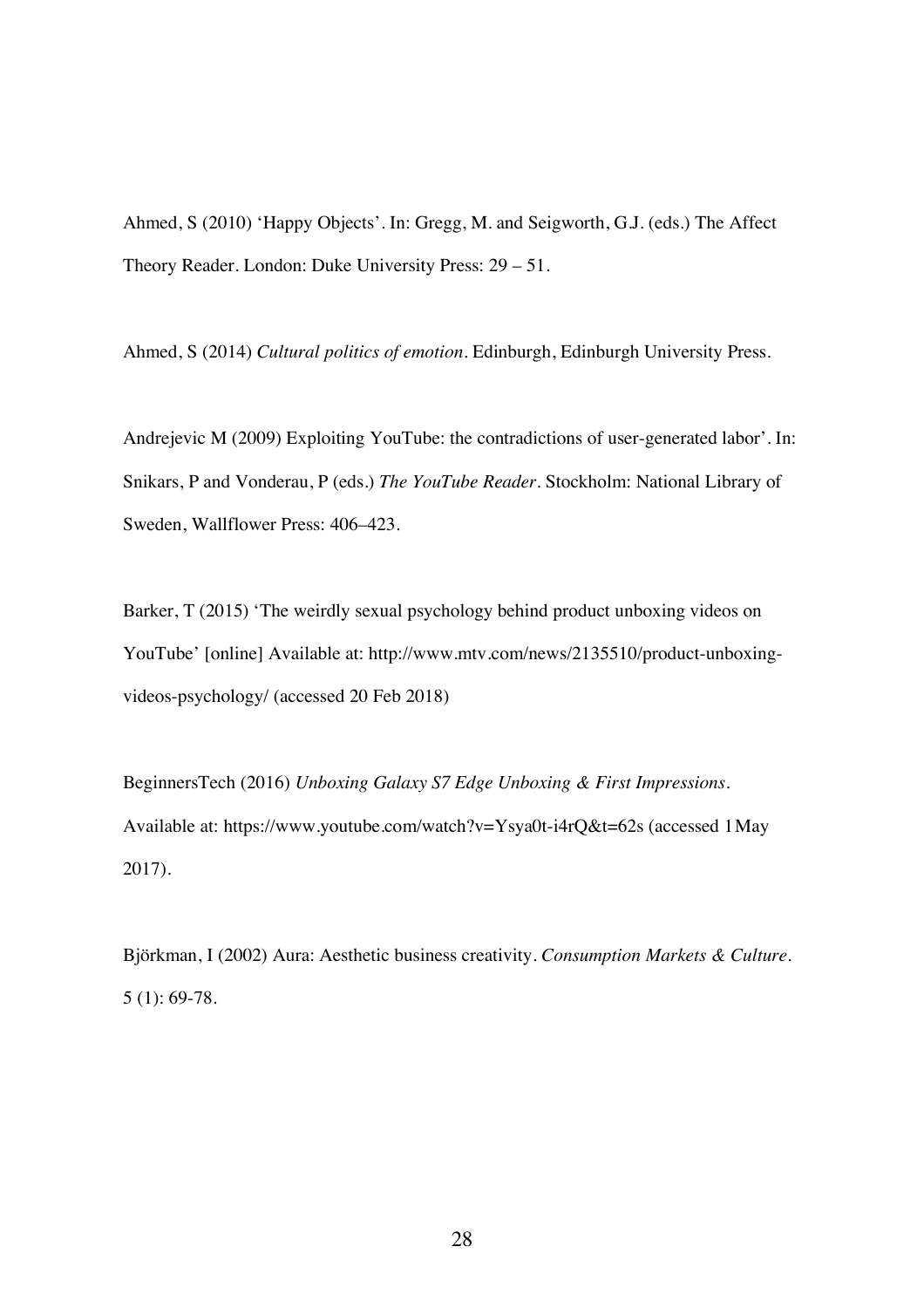Ahmed, S (2010) 'Happy Objects'. In: Gregg, M. and Seigworth, G.J. (eds.) The Affect Theory Reader. London: Duke University Press: 29 – 51.

Ahmed, S (2014) *Cultural politics of emotion*. Edinburgh, Edinburgh University Press.

Andrejevic M (2009) Exploiting YouTube: the contradictions of user-generated labor'. In: Snikars, P and Vonderau, P (eds.) *The YouTube Reader*. Stockholm: National Library of Sweden, Wallflower Press: 406–423.

Barker, T (2015) 'The weirdly sexual psychology behind product unboxing videos on YouTube' [online] Available at: http://www.mtv.com/news/2135510/product-unboxing-videos-psychology/ (accessed 20 Feb 2018)

BeginnersTech (2016) *Unboxing Galaxy S7 Edge Unboxing & First Impressions*. Available at: https://www.youtube.com/watch?v=Ysya0t-i4rQ&t=62s (accessed 1May 2017).

Björkman, I (2002) Aura: Aesthetic business creativity. *Consumption Markets & Culture*. 5 (1): 69-78.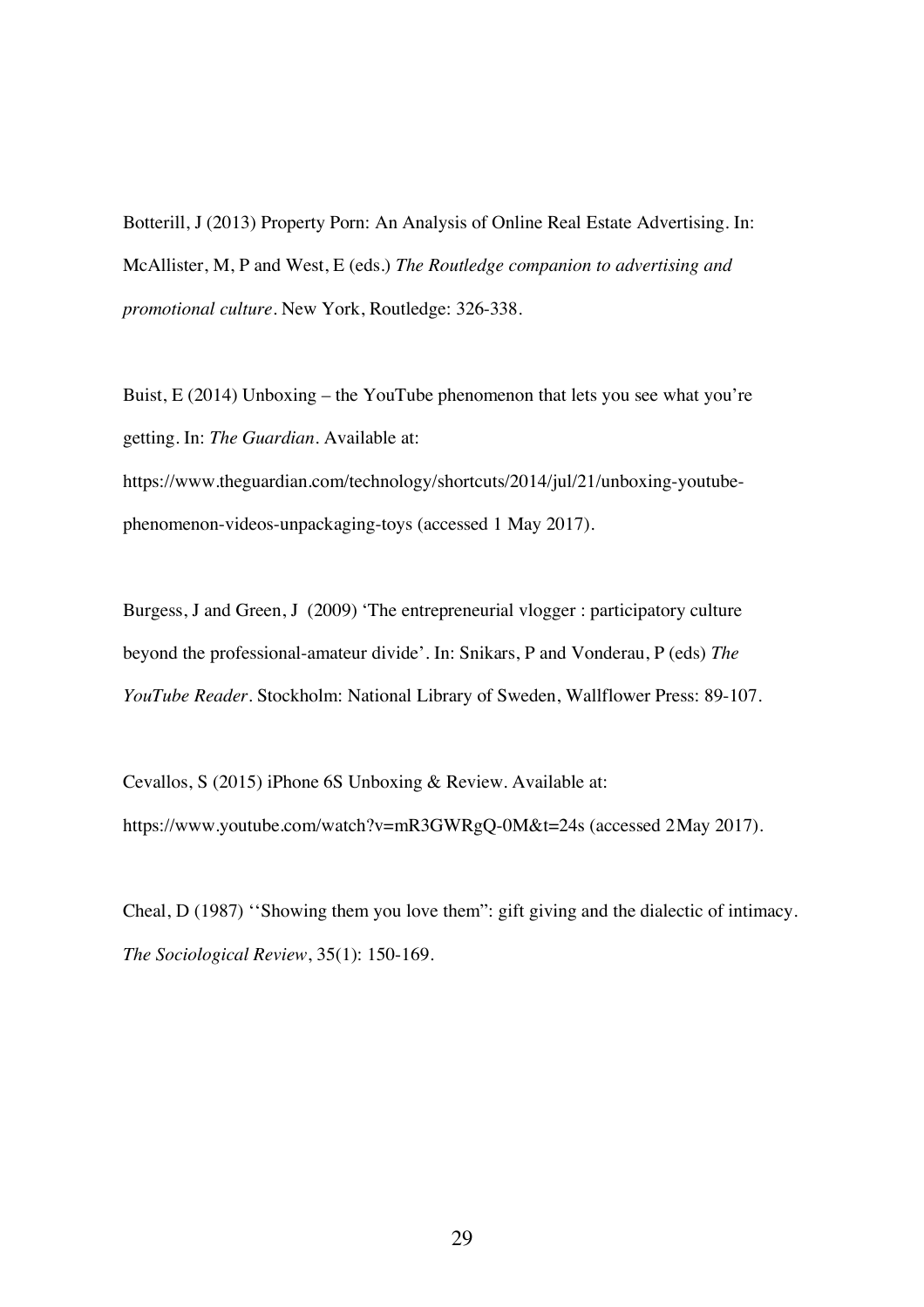Botterill, J (2013) Property Porn: An Analysis of Online Real Estate Advertising. In: McAllister, M, P and West, E (eds.) *The Routledge companion to advertising and promotional culture*. New York, Routledge: 326-338.

Buist, E (2014) Unboxing – the YouTube phenomenon that lets you see what you're getting. In: *The Guardian*. Available at: https://www.theguardian.com/technology/shortcuts/2014/jul/21/unboxing-youtube-phenomenon-videos-unpackaging-toys (accessed 1 May 2017).

Burgess, J and Green, J (2009) 'The entrepreneurial vlogger : participatory culture beyond the professional-amateur divide'. In: Snikars, P and Vonderau, P (eds) *The YouTube Reader*. Stockholm: National Library of Sweden, Wallflower Press: 89-107.

Cevallos, S (2015) iPhone 6S Unboxing & Review. Available at: https://www.youtube.com/watch?v=mR3GWRgQ-0M&t=24s (accessed 2 May 2017).

Cheal, D (1987) ''Showing them you love them'': gift giving and the dialectic of intimacy. *The Sociological Review*, 35(1): 150-169.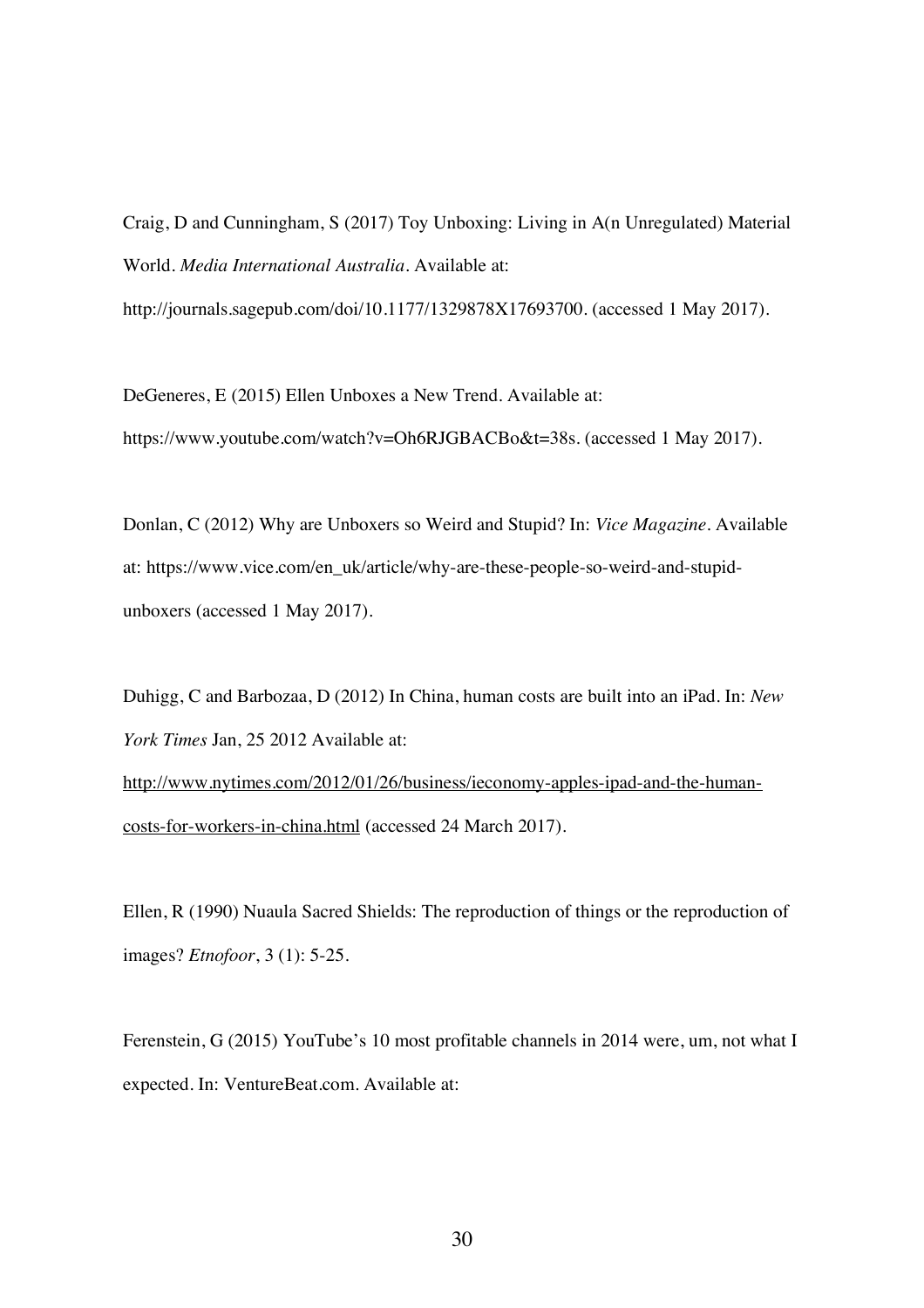Craig, D and Cunningham, S (2017) Toy Unboxing: Living in A(n Unregulated) Material World. *Media International Australia*. Available at: http://journals.sagepub.com/doi/10.1177/1329878X17693700. (accessed 1 May 2017).

DeGeneres, E (2015) Ellen Unboxes a New Trend. Available at: https://www.youtube.com/watch?v=Oh6RJGBACBo&t=38s. (accessed 1 May 2017).

Donlan, C (2012) Why are Unboxers so Weird and Stupid? In: *Vice Magazine*. Available at: https://www.vice.com/en_uk/article/why-are-these-people-so-weird-and-stupid-unboxers (accessed 1 May 2017).

Duhigg, C and Barbozaa, D (2012) In China, human costs are built into an iPad. In: *New York Times* Jan, 25 2012 Available at: http://www.nytimes.com/2012/01/26/business/ieconomy-apples-ipad-and-the-human-costs-for-workers-in-china.html (accessed 24 March 2017).

Ellen, R (1990) Nuaula Sacred Shields: The reproduction of things or the reproduction of images? *Etnofoor*, 3 (1): 5-25.

Ferenstein, G (2015) YouTube's 10 most profitable channels in 2014 were, um, not what I expected. In: VentureBeat.com. Available at: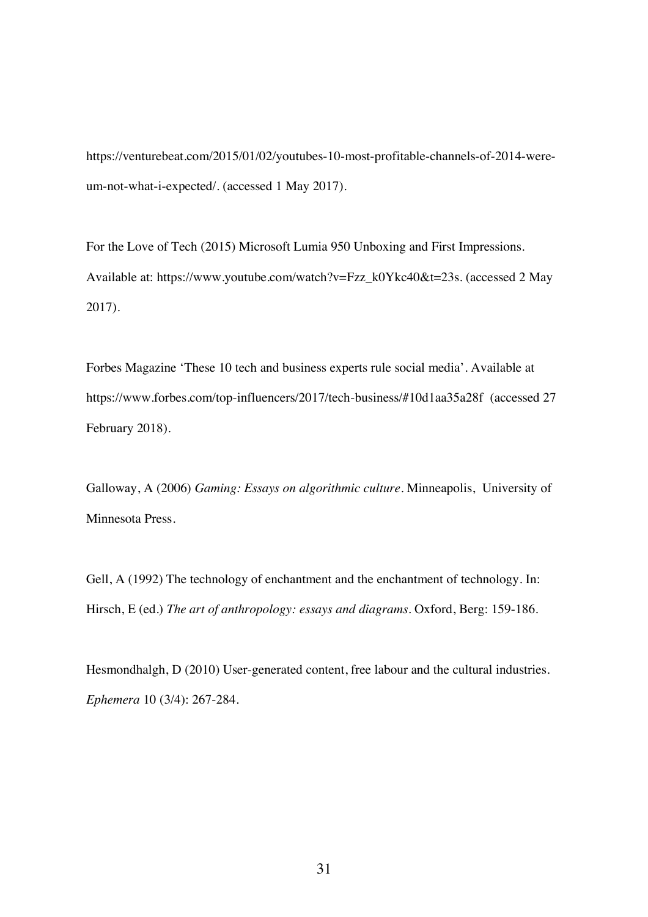https://venturebeat.com/2015/01/02/youtubes-10-most-profitable-channels-of-2014-were-um-not-what-i-expected/. (accessed 1 May 2017).

For the Love of Tech (2015) Microsoft Lumia 950 Unboxing and First Impressions. Available at: https://www.youtube.com/watch?v=Fzz_k0Ykc40&t=23s. (accessed 2 May 2017).

Forbes Magazine 'These 10 tech and business experts rule social media'. Available at https://www.forbes.com/top-influencers/2017/tech-business/#10d1aa35a28f (accessed 27 February 2018).

Galloway, A (2006) *Gaming: Essays on algorithmic culture*. Minneapolis, University of Minnesota Press.

Gell, A (1992) The technology of enchantment and the enchantment of technology. In: Hirsch, E (ed.) *The art of anthropology: essays and diagrams*. Oxford, Berg: 159-186.

Hesmondhalgh, D (2010) User-generated content, free labour and the cultural industries. *Ephemera* 10 (3/4): 267-284.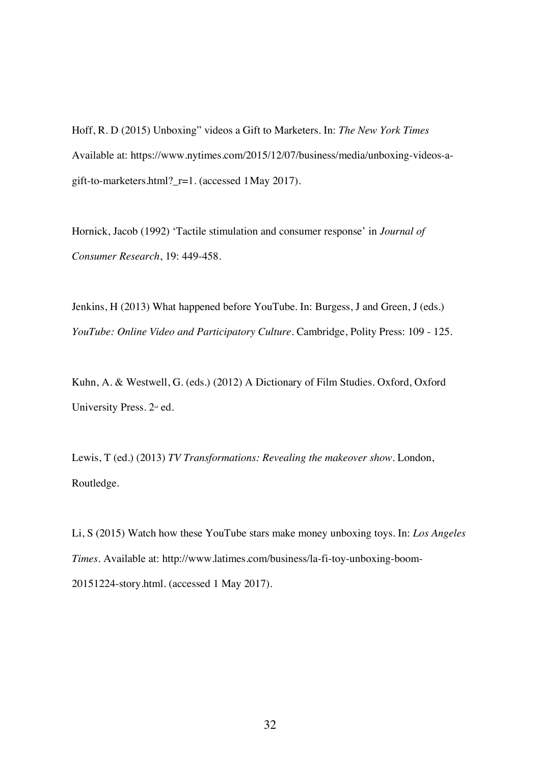Hoff, R. D (2015) Unboxing" videos a Gift to Marketers. In: *The New York Times* Available at: https://www.nytimes.com/2015/12/07/business/media/unboxing-videos-a-gift-to-marketers.html?_r=1. (accessed 1May 2017).

Hornick, Jacob (1992) 'Tactile stimulation and consumer response' in *Journal of Consumer Research*, 19: 449-458.

Jenkins, H (2013) What happened before YouTube. In: Burgess, J and Green, J (eds.) *YouTube: Online Video and Participatory Culture*. Cambridge, Polity Press: 109 - 125.

Kuhn, A. & Westwell, G. (eds.) (2012) A Dictionary of Film Studies. Oxford, Oxford University Press. 2nd ed.

Lewis, T (ed.) (2013) *TV Transformations: Revealing the makeover show*. London, Routledge.

Li, S (2015) Watch how these YouTube stars make money unboxing toys. In: *Los Angeles Times*. Available at: http://www.latimes.com/business/la-fi-toy-unboxing-boom-20151224-story.html. (accessed 1 May 2017).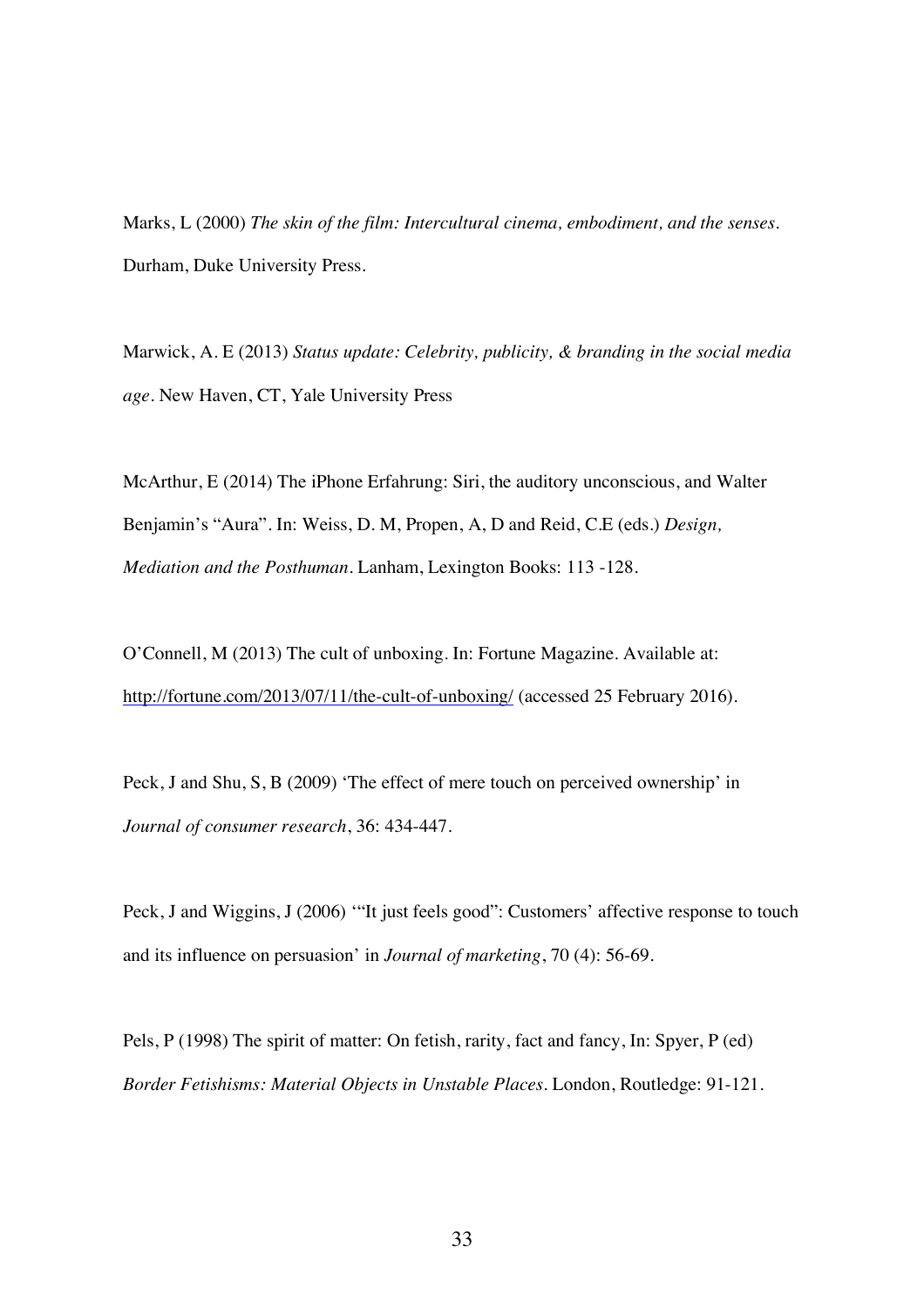Marks, L (2000) *The skin of the film: Intercultural cinema, embodiment, and the senses*. Durham, Duke University Press.

Marwick, A. E (2013) *Status update: Celebrity, publicity, & branding in the social media age*. New Haven, CT, Yale University Press

McArthur, E (2014) The iPhone Erfahrung: Siri, the auditory unconscious, and Walter Benjamin's "Aura". In: Weiss, D. M, Propen, A, D and Reid, C.E (eds.) *Design, Mediation and the Posthuman*. Lanham, Lexington Books: 113 -128.

O'Connell, M (2013) The cult of unboxing. In: Fortune Magazine. Available at: http://fortune.com/2013/07/11/the-cult-of-unboxing/ (accessed 25 February 2016).

Peck, J and Shu, S, B (2009) 'The effect of mere touch on perceived ownership' in *Journal of consumer research*, 36: 434-447.

Peck, J and Wiggins, J (2006) '"It just feels good": Customers' affective response to touch and its influence on persuasion' in *Journal of marketing*, 70 (4): 56-69.

Pels, P (1998) The spirit of matter: On fetish, rarity, fact and fancy, In: Spyer, P (ed) *Border Fetishisms: Material Objects in Unstable Places*. London, Routledge: 91-121.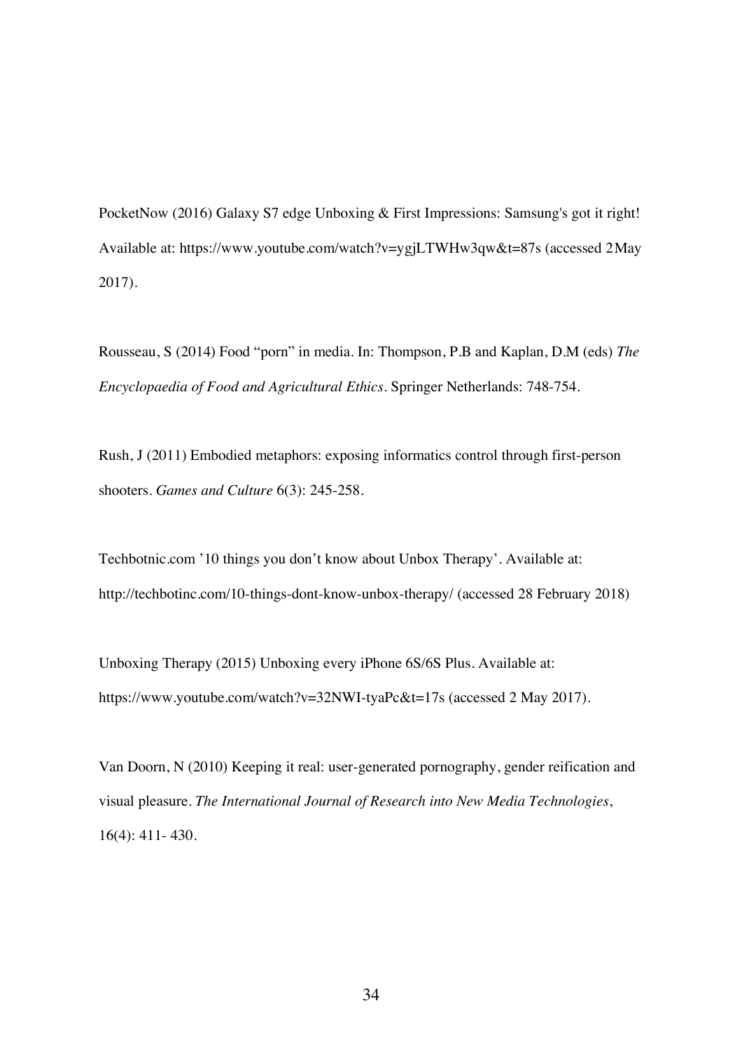PocketNow (2016) Galaxy S7 edge Unboxing & First Impressions: Samsung's got it right! Available at: https://www.youtube.com/watch?v=ygjLTWHw3qw&t=87s (accessed 2 May 2017).

Rousseau, S (2014) Food "porn" in media. In: Thompson, P.B and Kaplan, D.M (eds) *The Encyclopaedia of Food and Agricultural Ethics*. Springer Netherlands: 748-754.

Rush, J (2011) Embodied metaphors: exposing informatics control through first-person shooters. *Games and Culture* 6(3): 245-258.

Techbotnic.com '10 things you don't know about Unbox Therapy'. Available at: http://techbotinc.com/10-things-dont-know-unbox-therapy/ (accessed 28 February 2018)

Unboxing Therapy (2015) Unboxing every iPhone 6S/6S Plus. Available at: https://www.youtube.com/watch?v=32NWI-tyaPc&t=17s (accessed 2 May 2017).

Van Doorn, N (2010) Keeping it real: user-generated pornography, gender reification and visual pleasure. *The International Journal of Research into New Media Technologies*, 16(4): 411- 430.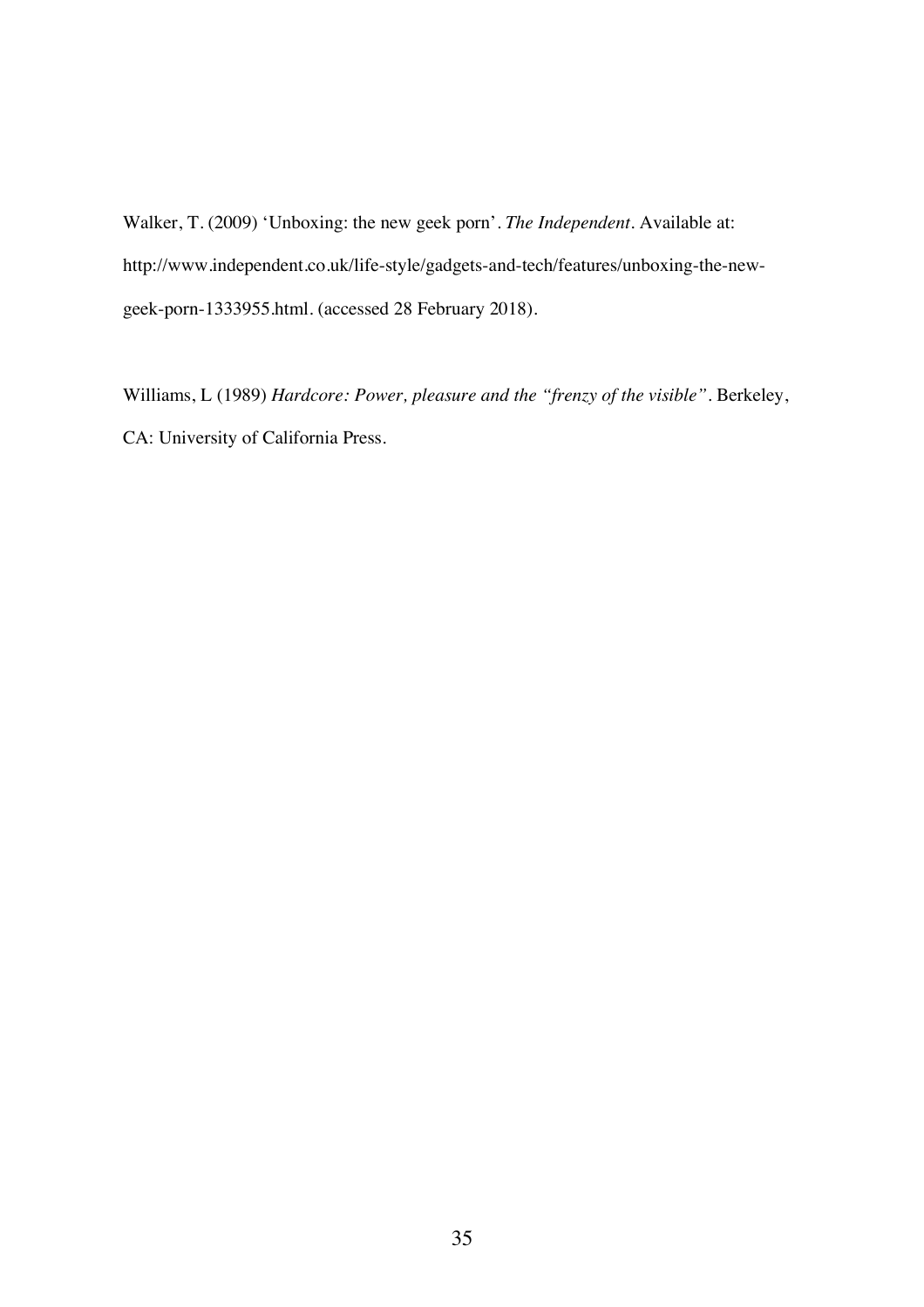Walker, T. (2009) 'Unboxing: the new geek porn'. *The Independent*. Available at: http://www.independent.co.uk/life-style/gadgets-and-tech/features/unboxing-the-new-geek-porn-1333955.html. (accessed 28 February 2018).

Williams, L (1989) *Hardcore: Power, pleasure and the "frenzy of the visible"*. Berkeley, CA: University of California Press.